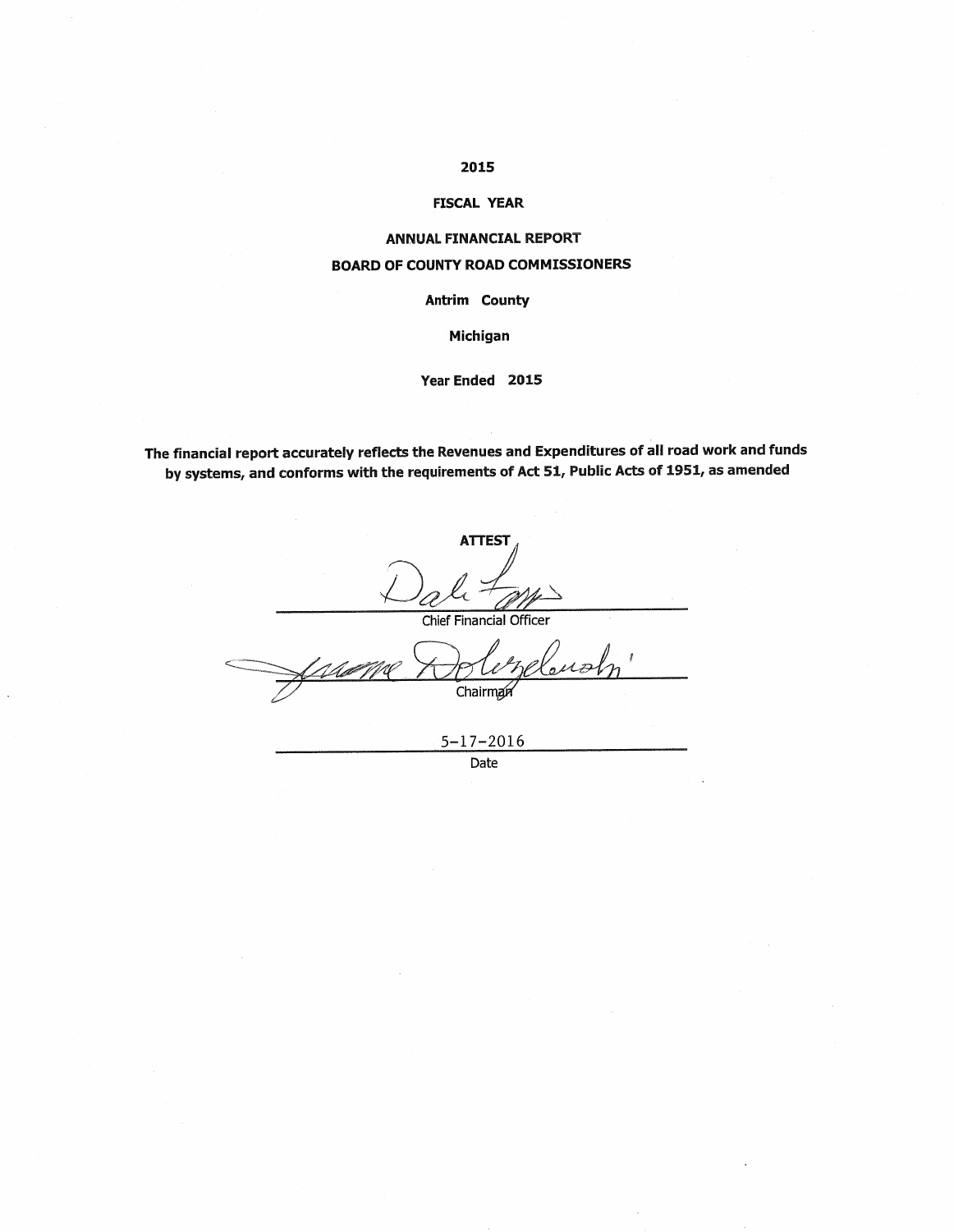# 2015

## FISCAL YEAR

## ANNUAL FINANCIAL REPORT

## BOARD OF COUNTY ROAD COMMISSIONERS

**Antrim County**

**Michigan**

**Year Ended 2015**

**The financial report accurately reflects the Revenues and Expenditures of all road work and funds by systems, and conforms with the requirements of Act 51, Public Acts of 1951, as amended**

**ATTEST**

Dale Fo...

Chief Financial Officer

Jerome Dolezelucoln

Chairman

5-17-2016

Date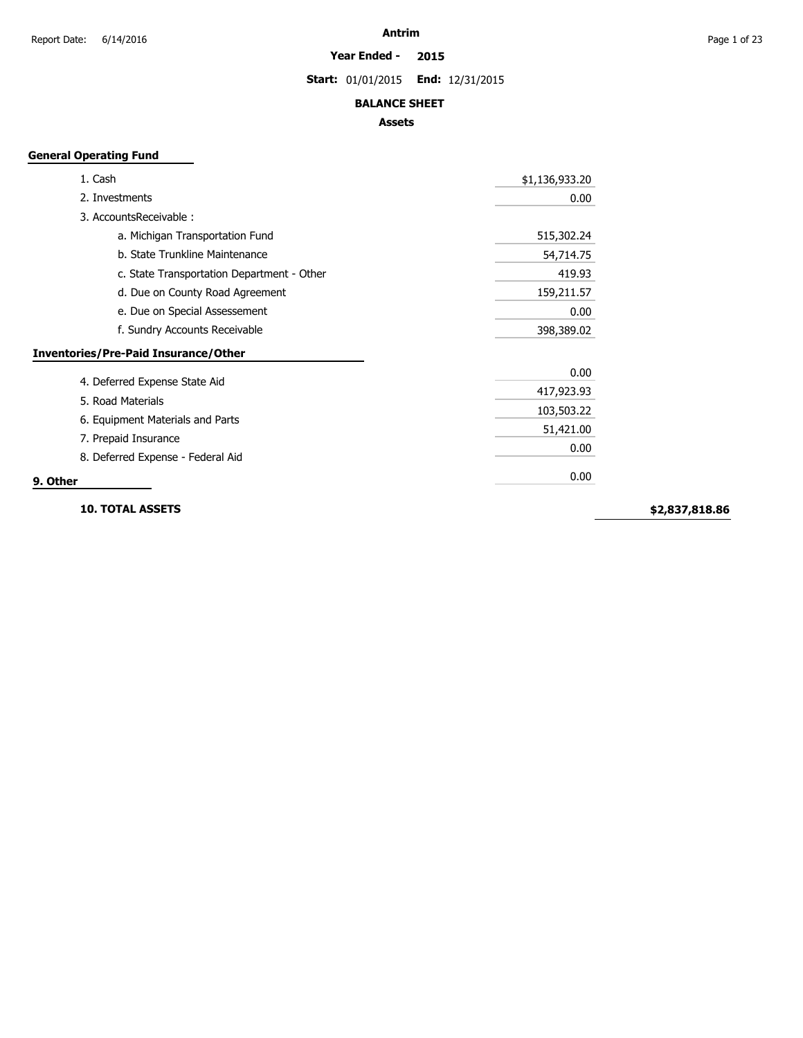**Antrim**

**Year Ended - 2015**

**Start:** 01/01/2015 **End:** 12/31/2015

## BALANCE SHEET

### Assets

| | Amount | Total |
|---|---|---|
| **General Operating Fund** | | |
| 1. Cash | $1,136,933.20 | |
| 2. Investments | 0.00 | |
| 3. AccountsReceivable : | | |
| a. Michigan Transportation Fund | 515,302.24 | |
| b. State Trunkline Maintenance | 54,714.75 | |
| c. State Transportation Department - Other | 419.93 | |
| d. Due on County Road Agreement | 159,211.57 | |
| e. Due on Special Assessement | 0.00 | |
| f. Sundry Accounts Receivable | 398,389.02 | |
| **Inventories/Pre-Paid Insurance/Other** | | |
| 4. Deferred Expense State Aid | 0.00 | |
| 5. Road Materials | 417,923.93 | |
| 6. Equipment Materials and Parts | 103,503.22 | |
| 7. Prepaid Insurance | 51,421.00 | |
| 8. Deferred Expense - Federal Aid | 0.00 | |
| **9. Other** | 0.00 | |
| **10. TOTAL ASSETS** | | **$2,837,818.86** |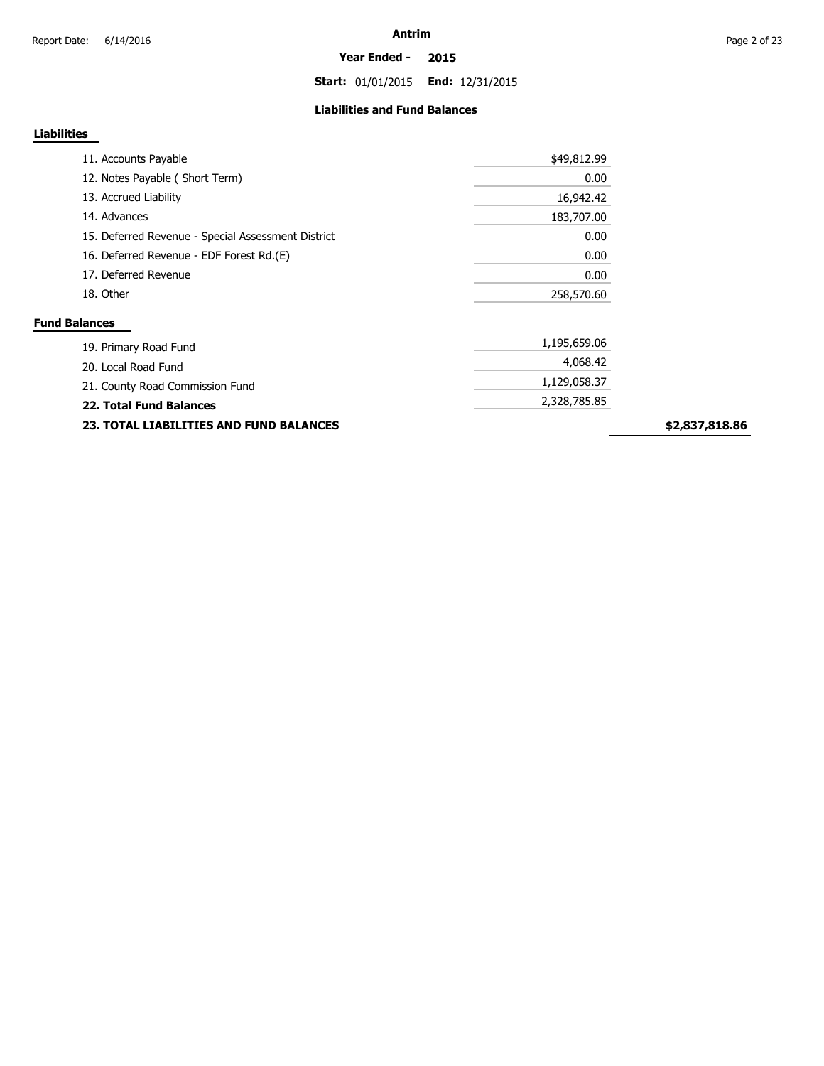# Antrim

**Year Ended - 2015**

**Start:** 01/01/2015 **End:** 12/31/2015

## Liabilities and Fund Balances

### Liabilities

| Item | Amount | Total |
|---|---|---|
| 11. Accounts Payable | $49,812.99 | |
| 12. Notes Payable ( Short Term) | 0.00 | |
| 13. Accrued Liability | 16,942.42 | |
| 14. Advances | 183,707.00 | |
| 15. Deferred Revenue - Special Assessment District | 0.00 | |
| 16. Deferred Revenue - EDF Forest Rd.(E) | 0.00 | |
| 17. Deferred Revenue | 0.00 | |
| 18. Other | 258,570.60 | |

### Fund Balances

| Item | Amount | Total |
|---|---|---|
| 19. Primary Road Fund | 1,195,659.06 | |
| 20. Local Road Fund | 4,068.42 | |
| 21. County Road Commission Fund | 1,129,058.37 | |
| **22. Total Fund Balances** | 2,328,785.85 | |
| **23. TOTAL LIABILITIES AND FUND BALANCES** | | **$2,837,818.86** |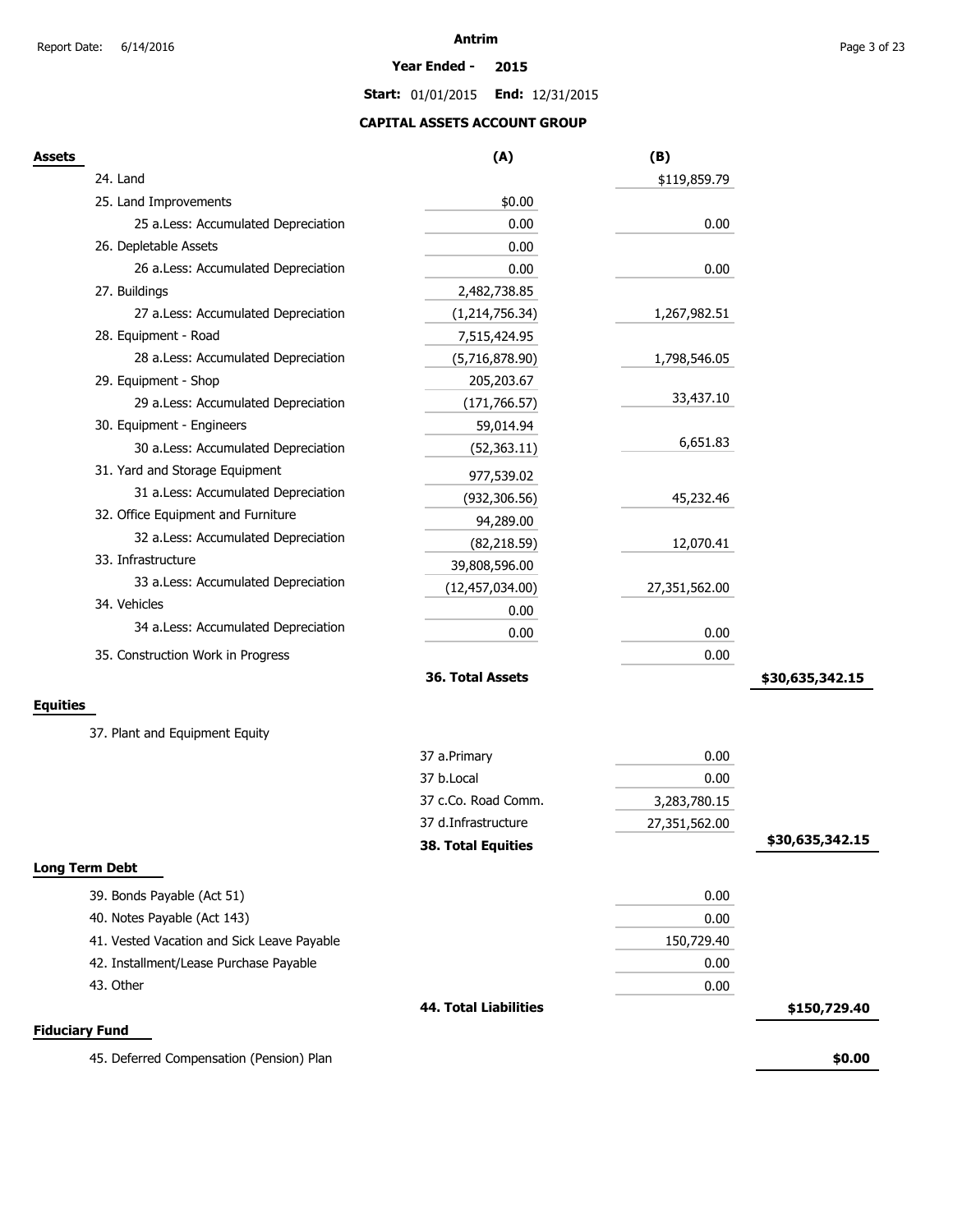# Antrim

**Year Ended - 2015**

**Start:** 01/01/2015 **End:** 12/31/2015

## CAPITAL ASSETS ACCOUNT GROUP

| Assets | (A) | (B) | |
|---|---|---|---|
| 24. Land | | $119,859.79 | |
| 25. Land Improvements | $0.00 | | |
| 25 a.Less: Accumulated Depreciation | 0.00 | 0.00 | |
| 26. Depletable Assets | 0.00 | | |
| 26 a.Less: Accumulated Depreciation | 0.00 | 0.00 | |
| 27. Buildings | 2,482,738.85 | | |
| 27 a.Less: Accumulated Depreciation | (1,214,756.34) | 1,267,982.51 | |
| 28. Equipment - Road | 7,515,424.95 | | |
| 28 a.Less: Accumulated Depreciation | (5,716,878.90) | 1,798,546.05 | |
| 29. Equipment - Shop | 205,203.67 | | |
| 29 a.Less: Accumulated Depreciation | (171,766.57) | 33,437.10 | |
| 30. Equipment - Engineers | 59,014.94 | | |
| 30 a.Less: Accumulated Depreciation | (52,363.11) | 6,651.83 | |
| 31. Yard and Storage Equipment | 977,539.02 | | |
| 31 a.Less: Accumulated Depreciation | (932,306.56) | 45,232.46 | |
| 32. Office Equipment and Furniture | 94,289.00 | | |
| 32 a.Less: Accumulated Depreciation | (82,218.59) | 12,070.41 | |
| 33. Infrastructure | 39,808,596.00 | | |
| 33 a.Less: Accumulated Depreciation | (12,457,034.00) | 27,351,562.00 | |
| 34. Vehicles | 0.00 | | |
| 34 a.Less: Accumulated Depreciation | 0.00 | 0.00 | |
| 35. Construction Work in Progress | | 0.00 | |
| | **36. Total Assets** | | **$30,635,342.15** |

**Equities**

| 37. Plant and Equipment Equity | | | |
|---|---|---|---|
| | 37 a.Primary | 0.00 | |
| | 37 b.Local | 0.00 | |
| | 37 c.Co. Road Comm. | 3,283,780.15 | |
| | 37 d.Infrastructure | 27,351,562.00 | |
| | **38. Total Equities** | | **$30,635,342.15** |

**Long Term Debt**

| | | | |
|---|---|---|---|
| 39. Bonds Payable (Act 51) | | 0.00 | |
| 40. Notes Payable (Act 143) | | 0.00 | |
| 41. Vested Vacation and Sick Leave Payable | | 150,729.40 | |
| 42. Installment/Lease Purchase Payable | | 0.00 | |
| 43. Other | | 0.00 | |
| | **44. Total Liabilities** | | **$150,729.40** |

**Fiduciary Fund**

| | | | |
|---|---|---|---|
| 45. Deferred Compensation (Pension) Plan | | | **$0.00** |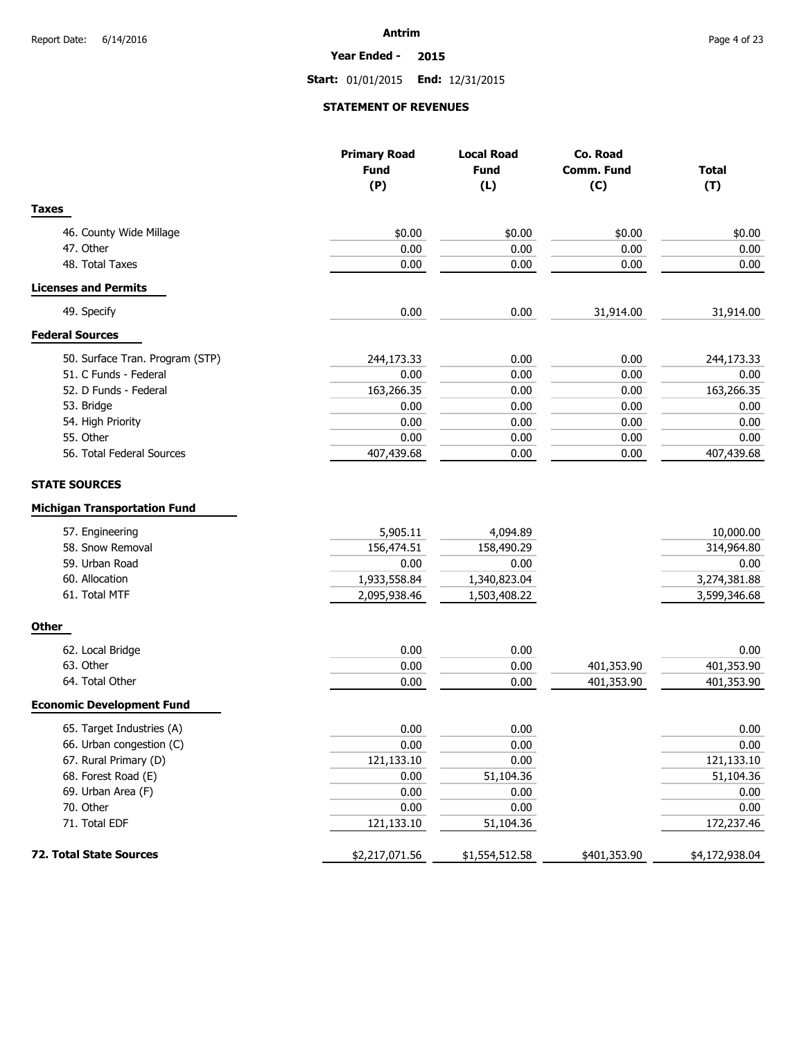Antrim

**Year Ended - 2015**

**Start:** 01/01/2015 **End:** 12/31/2015

## STATEMENT OF REVENUES

| | Primary Road Fund (P) | Local Road Fund (L) | Co. Road Comm. Fund (C) | Total (T) |
|---|---|---|---|---|
| **Taxes** | | | | |
| 46. County Wide Millage | $0.00 | $0.00 | $0.00 | $0.00 |
| 47. Other | 0.00 | 0.00 | 0.00 | 0.00 |
| 48. Total Taxes | 0.00 | 0.00 | 0.00 | 0.00 |
| **Licenses and Permits** | | | | |
| 49. Specify | 0.00 | 0.00 | 31,914.00 | 31,914.00 |
| **Federal Sources** | | | | |
| 50. Surface Tran. Program (STP) | 244,173.33 | 0.00 | 0.00 | 244,173.33 |
| 51. C Funds - Federal | 0.00 | 0.00 | 0.00 | 0.00 |
| 52. D Funds - Federal | 163,266.35 | 0.00 | 0.00 | 163,266.35 |
| 53. Bridge | 0.00 | 0.00 | 0.00 | 0.00 |
| 54. High Priority | 0.00 | 0.00 | 0.00 | 0.00 |
| 55. Other | 0.00 | 0.00 | 0.00 | 0.00 |
| 56. Total Federal Sources | 407,439.68 | 0.00 | 0.00 | 407,439.68 |
| **STATE SOURCES** | | | | |
| **Michigan Transportation Fund** | | | | |
| 57. Engineering | 5,905.11 | 4,094.89 | | 10,000.00 |
| 58. Snow Removal | 156,474.51 | 158,490.29 | | 314,964.80 |
| 59. Urban Road | 0.00 | 0.00 | | 0.00 |
| 60. Allocation | 1,933,558.84 | 1,340,823.04 | | 3,274,381.88 |
| 61. Total MTF | 2,095,938.46 | 1,503,408.22 | | 3,599,346.68 |
| **Other** | | | | |
| 62. Local Bridge | 0.00 | 0.00 | | 0.00 |
| 63. Other | 0.00 | 0.00 | 401,353.90 | 401,353.90 |
| 64. Total Other | 0.00 | 0.00 | 401,353.90 | 401,353.90 |
| **Economic Development Fund** | | | | |
| 65. Target Industries (A) | 0.00 | 0.00 | | 0.00 |
| 66. Urban congestion (C) | 0.00 | 0.00 | | 0.00 |
| 67. Rural Primary (D) | 121,133.10 | 0.00 | | 121,133.10 |
| 68. Forest Road (E) | 0.00 | 51,104.36 | | 51,104.36 |
| 69. Urban Area (F) | 0.00 | 0.00 | | 0.00 |
| 70. Other | 0.00 | 0.00 | | 0.00 |
| 71. Total EDF | 121,133.10 | 51,104.36 | | 172,237.46 |
| **72. Total State Sources** | $2,217,071.56 | $1,554,512.58 | $401,353.90 | $4,172,938.04 |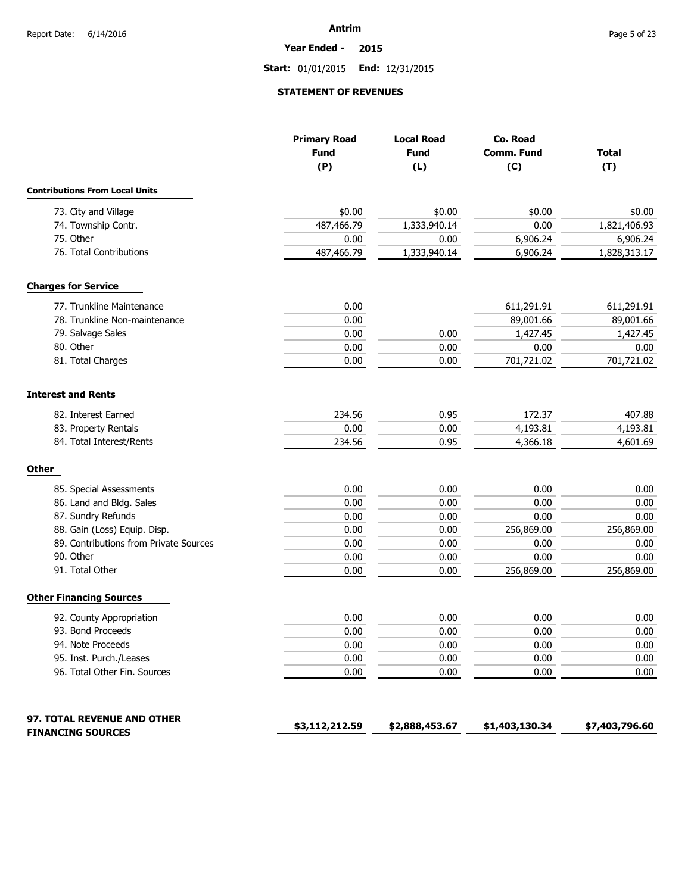**Antrim**

**Year Ended - 2015**

**Start:** 01/01/2015 **End:** 12/31/2015

## STATEMENT OF REVENUES

| | Primary Road Fund (P) | Local Road Fund (L) | Co. Road Comm. Fund (C) | Total (T) |
|---|---|---|---|---|
| **Contributions From Local Units** | | | | |
| 73. City and Village | $0.00 | $0.00 | $0.00 | $0.00 |
| 74. Township Contr. | 487,466.79 | 1,333,940.14 | 0.00 | 1,821,406.93 |
| 75. Other | 0.00 | 0.00 | 6,906.24 | 6,906.24 |
| 76. Total Contributions | 487,466.79 | 1,333,940.14 | 6,906.24 | 1,828,313.17 |
| **Charges for Service** | | | | |
| 77. Trunkline Maintenance | 0.00 | | 611,291.91 | 611,291.91 |
| 78. Trunkline Non-maintenance | 0.00 | | 89,001.66 | 89,001.66 |
| 79. Salvage Sales | 0.00 | 0.00 | 1,427.45 | 1,427.45 |
| 80. Other | 0.00 | 0.00 | 0.00 | 0.00 |
| 81. Total Charges | 0.00 | 0.00 | 701,721.02 | 701,721.02 |
| **Interest and Rents** | | | | |
| 82. Interest Earned | 234.56 | 0.95 | 172.37 | 407.88 |
| 83. Property Rentals | 0.00 | 0.00 | 4,193.81 | 4,193.81 |
| 84. Total Interest/Rents | 234.56 | 0.95 | 4,366.18 | 4,601.69 |
| **Other** | | | | |
| 85. Special Assessments | 0.00 | 0.00 | 0.00 | 0.00 |
| 86. Land and Bldg. Sales | 0.00 | 0.00 | 0.00 | 0.00 |
| 87. Sundry Refunds | 0.00 | 0.00 | 0.00 | 0.00 |
| 88. Gain (Loss) Equip. Disp. | 0.00 | 0.00 | 256,869.00 | 256,869.00 |
| 89. Contributions from Private Sources | 0.00 | 0.00 | 0.00 | 0.00 |
| 90. Other | 0.00 | 0.00 | 0.00 | 0.00 |
| 91. Total Other | 0.00 | 0.00 | 256,869.00 | 256,869.00 |
| **Other Financing Sources** | | | | |
| 92. County Appropriation | 0.00 | 0.00 | 0.00 | 0.00 |
| 93. Bond Proceeds | 0.00 | 0.00 | 0.00 | 0.00 |
| 94. Note Proceeds | 0.00 | 0.00 | 0.00 | 0.00 |
| 95. Inst. Purch./Leases | 0.00 | 0.00 | 0.00 | 0.00 |
| 96. Total Other Fin. Sources | 0.00 | 0.00 | 0.00 | 0.00 |
| **97. TOTAL REVENUE AND OTHER FINANCING SOURCES** | **$3,112,212.59** | **$2,888,453.67** | **$1,403,130.34** | **$7,403,796.60** |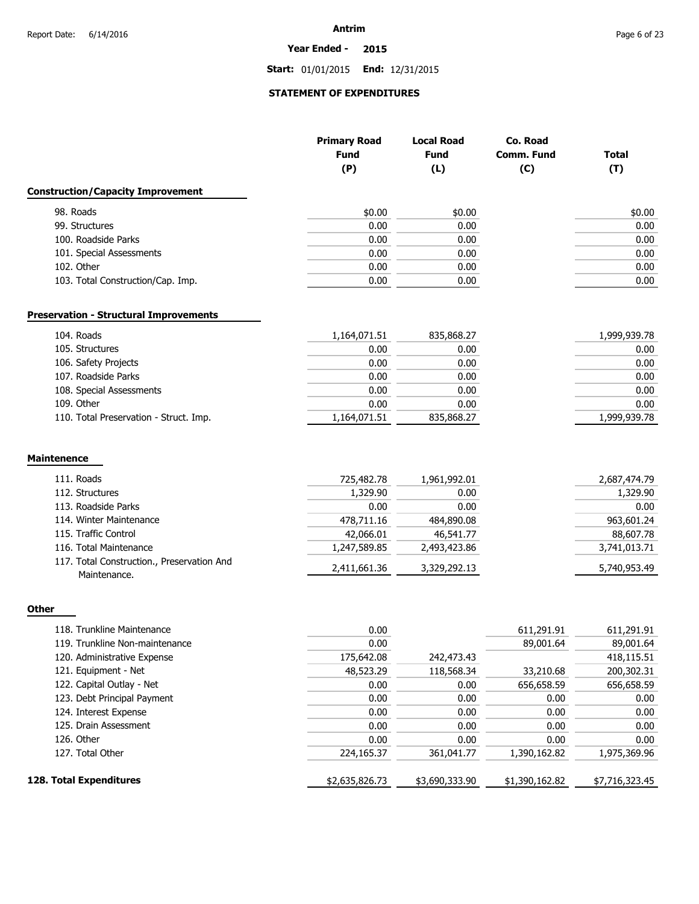**Antrim**

**Year Ended - 2015**

**Start:** 01/01/2015 **End:** 12/31/2015

## STATEMENT OF EXPENDITURES

| | Primary Road Fund (P) | Local Road Fund (L) | Co. Road Comm. Fund (C) | Total (T) |
|---|---|---|---|---|
| **Construction/Capacity Improvement** | | | | |
| 98. Roads | $0.00 | $0.00 | | $0.00 |
| 99. Structures | 0.00 | 0.00 | | 0.00 |
| 100. Roadside Parks | 0.00 | 0.00 | | 0.00 |
| 101. Special Assessments | 0.00 | 0.00 | | 0.00 |
| 102. Other | 0.00 | 0.00 | | 0.00 |
| 103. Total Construction/Cap. Imp. | 0.00 | 0.00 | | 0.00 |
| **Preservation - Structural Improvements** | | | | |
| 104. Roads | 1,164,071.51 | 835,868.27 | | 1,999,939.78 |
| 105. Structures | 0.00 | 0.00 | | 0.00 |
| 106. Safety Projects | 0.00 | 0.00 | | 0.00 |
| 107. Roadside Parks | 0.00 | 0.00 | | 0.00 |
| 108. Special Assessments | 0.00 | 0.00 | | 0.00 |
| 109. Other | 0.00 | 0.00 | | 0.00 |
| 110. Total Preservation - Struct. Imp. | 1,164,071.51 | 835,868.27 | | 1,999,939.78 |
| **Maintenence** | | | | |
| 111. Roads | 725,482.78 | 1,961,992.01 | | 2,687,474.79 |
| 112. Structures | 1,329.90 | 0.00 | | 1,329.90 |
| 113. Roadside Parks | 0.00 | 0.00 | | 0.00 |
| 114. Winter Maintenance | 478,711.16 | 484,890.08 | | 963,601.24 |
| 115. Traffic Control | 42,066.01 | 46,541.77 | | 88,607.78 |
| 116. Total Maintenance | 1,247,589.85 | 2,493,423.86 | | 3,741,013.71 |
| 117. Total Construction., Preservation And Maintenance. | 2,411,661.36 | 3,329,292.13 | | 5,740,953.49 |
| **Other** | | | | |
| 118. Trunkline Maintenance | 0.00 | | 611,291.91 | 611,291.91 |
| 119. Trunkline Non-maintenance | 0.00 | | 89,001.64 | 89,001.64 |
| 120. Administrative Expense | 175,642.08 | 242,473.43 | | 418,115.51 |
| 121. Equipment - Net | 48,523.29 | 118,568.34 | 33,210.68 | 200,302.31 |
| 122. Capital Outlay - Net | 0.00 | 0.00 | 656,658.59 | 656,658.59 |
| 123. Debt Principal Payment | 0.00 | 0.00 | 0.00 | 0.00 |
| 124. Interest Expense | 0.00 | 0.00 | 0.00 | 0.00 |
| 125. Drain Assessment | 0.00 | 0.00 | 0.00 | 0.00 |
| 126. Other | 0.00 | 0.00 | 0.00 | 0.00 |
| 127. Total Other | 224,165.37 | 361,041.77 | 1,390,162.82 | 1,975,369.96 |
| **128. Total Expenditures** | $2,635,826.73 | $3,690,333.90 | $1,390,162.82 | $7,716,323.45 |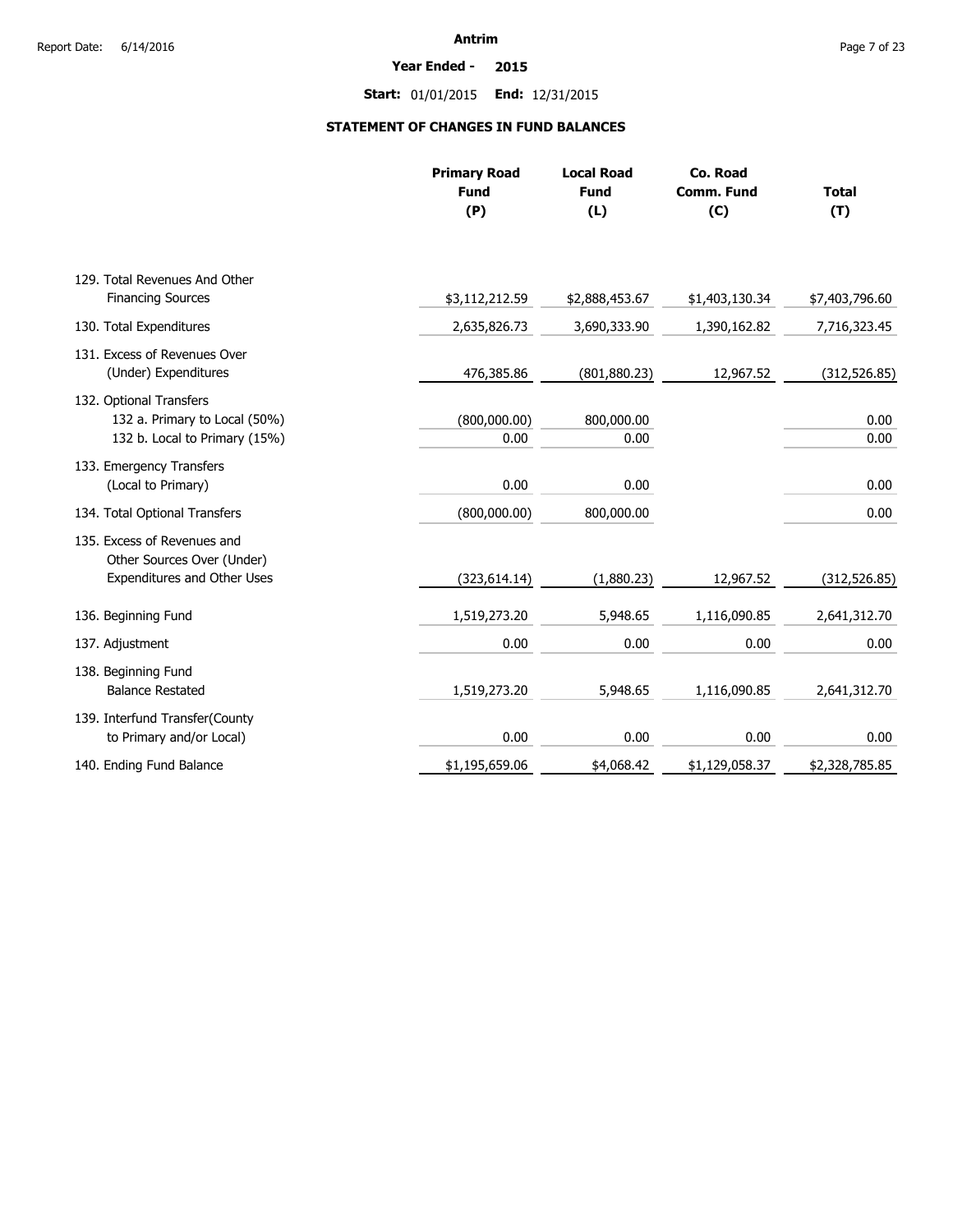# Antrim

## Year Ended - 2015

**Start:** 01/01/2015 **End:** 12/31/2015

## STATEMENT OF CHANGES IN FUND BALANCES

| | Primary Road Fund (P) | Local Road Fund (L) | Co. Road Comm. Fund (C) | Total (T) |
|---|---|---|---|---|
| 129. Total Revenues And Other Financing Sources | $3,112,212.59 | $2,888,453.67 | $1,403,130.34 | $7,403,796.60 |
| 130. Total Expenditures | 2,635,826.73 | 3,690,333.90 | 1,390,162.82 | 7,716,323.45 |
| 131. Excess of Revenues Over (Under) Expenditures | 476,385.86 | (801,880.23) | 12,967.52 | (312,526.85) |
| 132. Optional Transfers | | | | |
| 132 a. Primary to Local (50%) | (800,000.00) | 800,000.00 | | 0.00 |
| 132 b. Local to Primary (15%) | 0.00 | 0.00 | | 0.00 |
| 133. Emergency Transfers (Local to Primary) | 0.00 | 0.00 | | 0.00 |
| 134. Total Optional Transfers | (800,000.00) | 800,000.00 | | 0.00 |
| 135. Excess of Revenues and Other Sources Over (Under) Expenditures and Other Uses | (323,614.14) | (1,880.23) | 12,967.52 | (312,526.85) |
| 136. Beginning Fund | 1,519,273.20 | 5,948.65 | 1,116,090.85 | 2,641,312.70 |
| 137. Adjustment | 0.00 | 0.00 | 0.00 | 0.00 |
| 138. Beginning Fund Balance Restated | 1,519,273.20 | 5,948.65 | 1,116,090.85 | 2,641,312.70 |
| 139. Interfund Transfer(County to Primary and/or Local) | 0.00 | 0.00 | 0.00 | 0.00 |
| 140. Ending Fund Balance | $1,195,659.06 | $4,068.42 | $1,129,058.37 | $2,328,785.85 |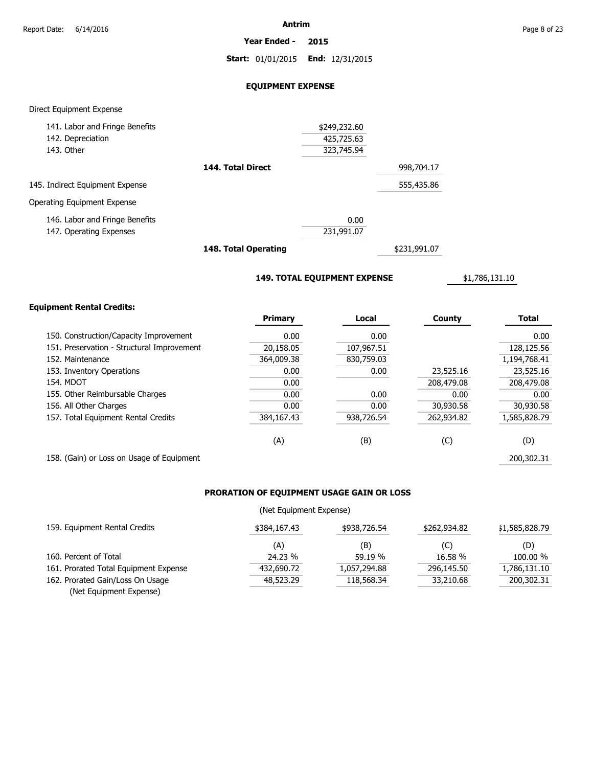# Antrim

**Year Ended - 2015**

**Start:** 01/01/2015 **End:** 12/31/2015

## EQUIPMENT EXPENSE

Direct Equipment Expense

| | | | |
|---|---|---|---|
| 141. Labor and Fringe Benefits | $249,232.60 | | |
| 142. Depreciation | 425,725.63 | | |
| 143. Other | 323,745.94 | | |
| **144. Total Direct** | | 998,704.17 | |
| 145. Indirect Equipment Expense | | 555,435.86 | |

Operating Equipment Expense

| | | | |
|---|---|---|---|
| 146. Labor and Fringe Benefits | 0.00 | | |
| 147. Operating Expenses | 231,991.07 | | |
| **148. Total Operating** | | $231,991.07 | |
| **149. TOTAL EQUIPMENT EXPENSE** | | | $1,786,131.10 |

**Equipment Rental Credits:**

| | Primary | Local | County | Total |
|---|---|---|---|---|
| 150. Construction/Capacity Improvement | 0.00 | 0.00 | | 0.00 |
| 151. Preservation - Structural Improvement | 20,158.05 | 107,967.51 | | 128,125.56 |
| 152. Maintenance | 364,009.38 | 830,759.03 | | 1,194,768.41 |
| 153. Inventory Operations | 0.00 | 0.00 | 23,525.16 | 23,525.16 |
| 154. MDOT | 0.00 | | 208,479.08 | 208,479.08 |
| 155. Other Reimbursable Charges | 0.00 | 0.00 | 0.00 | 0.00 |
| 156. All Other Charges | 0.00 | 0.00 | 30,930.58 | 30,930.58 |
| 157. Total Equipment Rental Credits | 384,167.43 | 938,726.54 | 262,934.82 | 1,585,828.79 |
| | (A) | (B) | (C) | (D) |
| 158. (Gain) or Loss on Usage of Equipment | | | | 200,302.31 |

## PRORATION OF EQUIPMENT USAGE GAIN OR LOSS

(Net Equipment Expense)

| | | | | |
|---|---|---|---|---|
| 159. Equipment Rental Credits | $384,167.43 | $938,726.54 | $262,934.82 | $1,585,828.79 |
| | (A) | (B) | (C) | (D) |
| 160. Percent of Total | 24.23 % | 59.19 % | 16.58 % | 100.00 % |
| 161. Prorated Total Equipment Expense | 432,690.72 | 1,057,294.88 | 296,145.50 | 1,786,131.10 |
| 162. Prorated Gain/Loss On Usage (Net Equipment Expense) | 48,523.29 | 118,568.34 | 33,210.68 | 200,302.31 |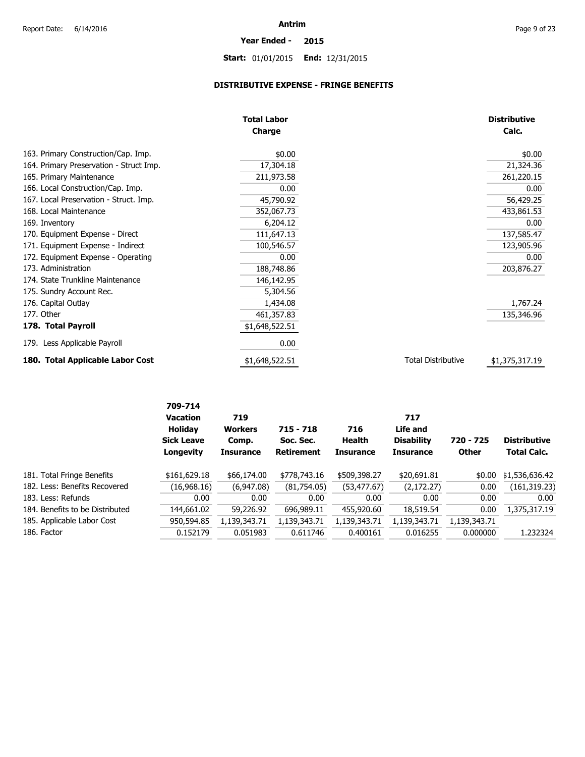Report Date: 6/14/2016

# Antrim

**Year Ended - 2015**

**Start:** 01/01/2015 **End:** 12/31/2015

## DISTRIBUTIVE EXPENSE - FRINGE BENEFITS

| | Total Labor Charge | | Distributive Calc. |
|---|---|---|---|
| 163. Primary Construction/Cap. Imp. | $0.00 | | $0.00 |
| 164. Primary Preservation - Struct Imp. | 17,304.18 | | 21,324.36 |
| 165. Primary Maintenance | 211,973.58 | | 261,220.15 |
| 166. Local Construction/Cap. Imp. | 0.00 | | 0.00 |
| 167. Local Preservation - Struct. Imp. | 45,790.92 | | 56,429.25 |
| 168. Local Maintenance | 352,067.73 | | 433,861.53 |
| 169. Inventory | 6,204.12 | | 0.00 |
| 170. Equipment Expense - Direct | 111,647.13 | | 137,585.47 |
| 171. Equipment Expense - Indirect | 100,546.57 | | 123,905.96 |
| 172. Equipment Expense - Operating | 0.00 | | 0.00 |
| 173. Administration | 188,748.86 | | 203,876.27 |
| 174. State Trunkline Maintenance | 146,142.95 | | |
| 175. Sundry Account Rec. | 5,304.56 | | |
| 176. Capital Outlay | 1,434.08 | | 1,767.24 |
| 177. Other | 461,357.83 | | 135,346.96 |
| **178. Total Payroll** | $1,648,522.51 | | |
| 179. Less Applicable Payroll | 0.00 | | |
| **180. Total Applicable Labor Cost** | $1,648,522.51 | Total Distributive | $1,375,317.19 |

| | 709-714 Vacation Holiday Sick Leave Longevity | 719 Workers Comp. Insurance | 715 - 718 Soc. Sec. Retirement | 716 Health Insurance | 717 Life and Disability Insurance | 720 - 725 Other | Distributive Total Calc. |
|---|---|---|---|---|---|---|---|
| 181. Total Fringe Benefits | $161,629.18 | $66,174.00 | $778,743.16 | $509,398.27 | $20,691.81 | $0.00 | $1,536,636.42 |
| 182. Less: Benefits Recovered | (16,968.16) | (6,947.08) | (81,754.05) | (53,477.67) | (2,172.27) | 0.00 | (161,319.23) |
| 183. Less: Refunds | 0.00 | 0.00 | 0.00 | 0.00 | 0.00 | 0.00 | 0.00 |
| 184. Benefits to be Distributed | 144,661.02 | 59,226.92 | 696,989.11 | 455,920.60 | 18,519.54 | 0.00 | 1,375,317.19 |
| 185. Applicable Labor Cost | 950,594.85 | 1,139,343.71 | 1,139,343.71 | 1,139,343.71 | 1,139,343.71 | 1,139,343.71 | |
| 186. Factor | 0.152179 | 0.051983 | 0.611746 | 0.400161 | 0.016255 | 0.000000 | 1.232324 |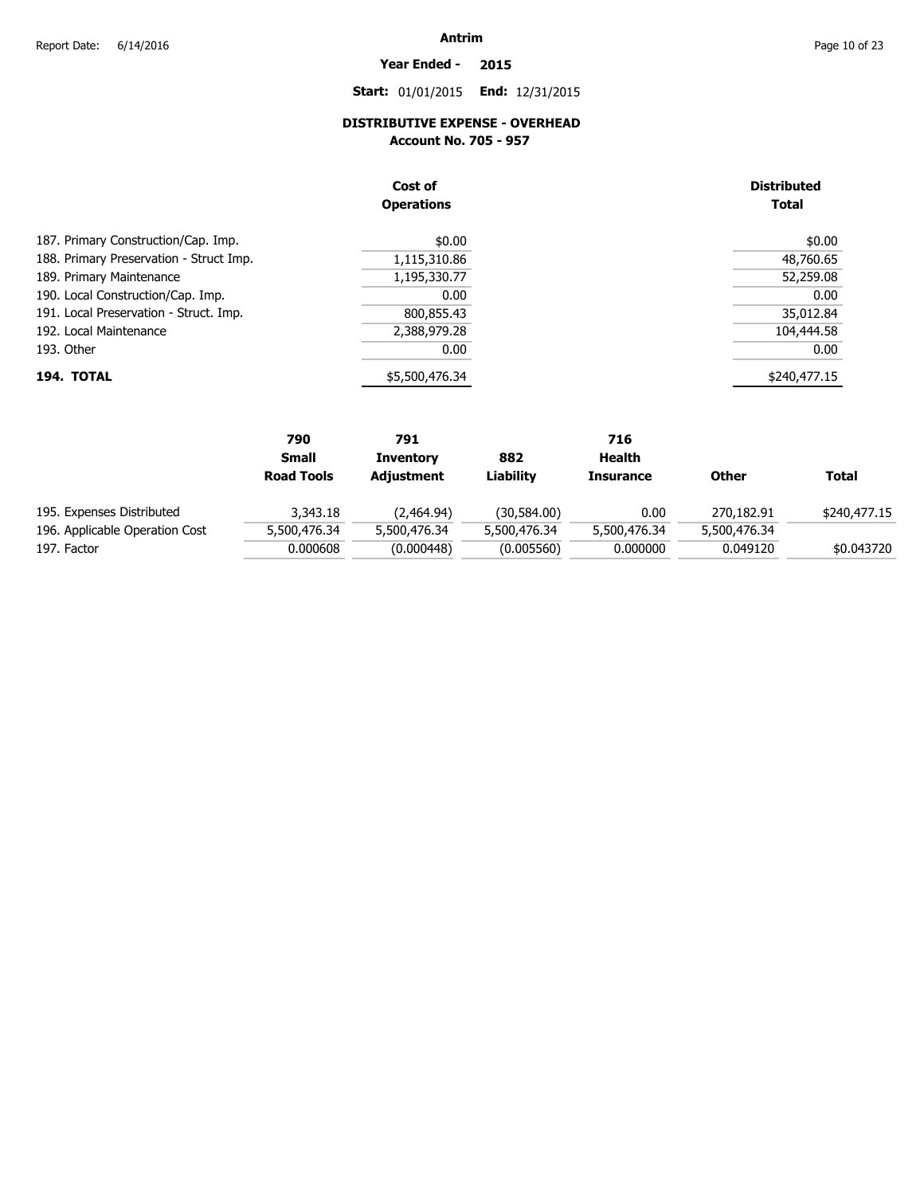# Antrim

**Year Ended - 2015**

**Start:** 01/01/2015 **End:** 12/31/2015

## DISTRIBUTIVE EXPENSE - OVERHEAD
### Account No. 705 - 957

| | Cost of Operations | Distributed Total |
|---|---|---|
| 187. Primary Construction/Cap. Imp. | $0.00 | $0.00 |
| 188. Primary Preservation - Struct Imp. | 1,115,310.86 | 48,760.65 |
| 189. Primary Maintenance | 1,195,330.77 | 52,259.08 |
| 190. Local Construction/Cap. Imp. | 0.00 | 0.00 |
| 191. Local Preservation - Struct. Imp. | 800,855.43 | 35,012.84 |
| 192. Local Maintenance | 2,388,979.28 | 104,444.58 |
| 193. Other | 0.00 | 0.00 |
| **194. TOTAL** | $5,500,476.34 | $240,477.15 |

| | 790 Small Road Tools | 791 Inventory Adjustment | 882 Liability | 716 Health Insurance | Other | Total |
|---|---|---|---|---|---|---|
| 195. Expenses Distributed | 3,343.18 | (2,464.94) | (30,584.00) | 0.00 | 270,182.91 | $240,477.15 |
| 196. Applicable Operation Cost | 5,500,476.34 | 5,500,476.34 | 5,500,476.34 | 5,500,476.34 | 5,500,476.34 | |
| 197. Factor | 0.000608 | (0.000448) | (0.005560) | 0.000000 | 0.049120 | $0.043720 |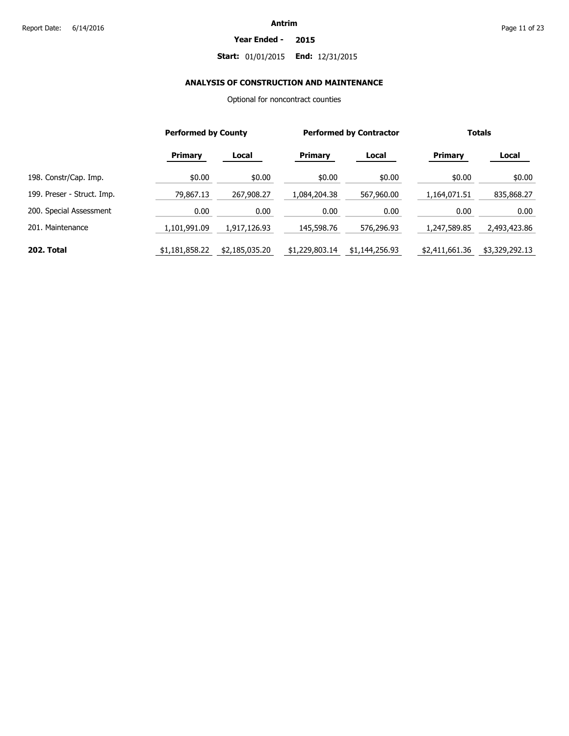**Antrim**

**Year Ended - 2015**

**Start:** 01/01/2015 **End:** 12/31/2015

## ANALYSIS OF CONSTRUCTION AND MAINTENANCE

Optional for noncontract counties

| | Performed by County | | Performed by Contractor | | Totals | |
|---|---|---|---|---|---|---|
| | **Primary** | **Local** | **Primary** | **Local** | **Primary** | **Local** |
| 198. Constr/Cap. Imp. | $0.00 | $0.00 | $0.00 | $0.00 | $0.00 | $0.00 |
| 199. Preser - Struct. Imp. | 79,867.13 | 267,908.27 | 1,084,204.38 | 567,960.00 | 1,164,071.51 | 835,868.27 |
| 200. Special Assessment | 0.00 | 0.00 | 0.00 | 0.00 | 0.00 | 0.00 |
| 201. Maintenance | 1,101,991.09 | 1,917,126.93 | 145,598.76 | 576,296.93 | 1,247,589.85 | 2,493,423.86 |
| **202. Total** | $1,181,858.22 | $2,185,035.20 | $1,229,803.14 | $1,144,256.93 | $2,411,661.36 | $3,329,292.13 |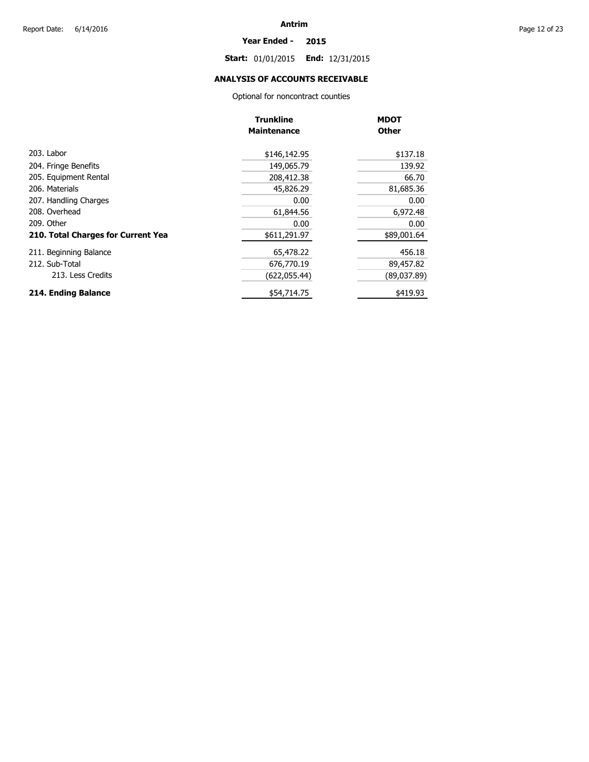# Antrim

**Year Ended - 2015**

**Start:** 01/01/2015 **End:** 12/31/2015

## ANALYSIS OF ACCOUNTS RECEIVABLE

Optional for noncontract counties

| | Trunkline Maintenance | MDOT Other |
|---|---|---|
| 203. Labor | $146,142.95 | $137.18 |
| 204. Fringe Benefits | 149,065.79 | 139.92 |
| 205. Equipment Rental | 208,412.38 | 66.70 |
| 206. Materials | 45,826.29 | 81,685.36 |
| 207. Handling Charges | 0.00 | 0.00 |
| 208. Overhead | 61,844.56 | 6,972.48 |
| 209. Other | 0.00 | 0.00 |
| **210. Total Charges for Current Yea** | $611,291.97 | $89,001.64 |
| 211. Beginning Balance | 65,478.22 | 456.18 |
| 212. Sub-Total | 676,770.19 | 89,457.82 |
| 213. Less Credits | (622,055.44) | (89,037.89) |
| **214. Ending Balance** | $54,714.75 | $419.93 |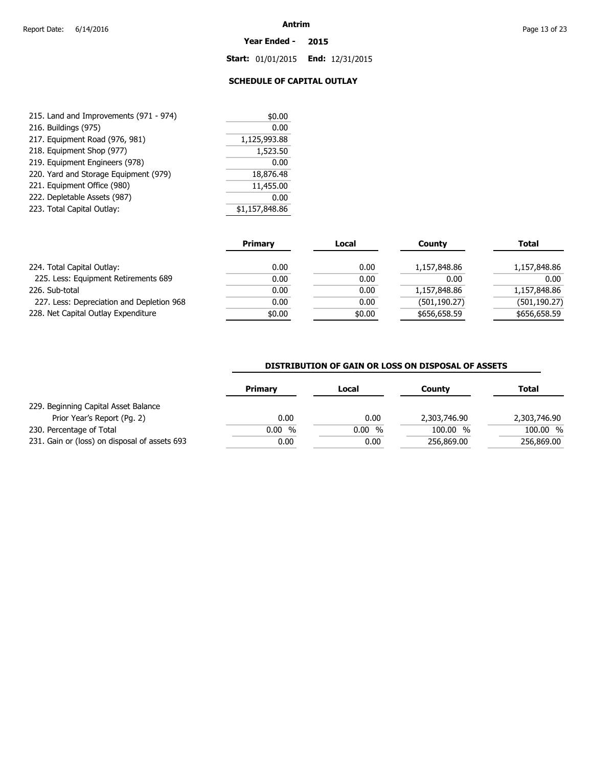# Antrim

**Year Ended - 2015**

**Start:** 01/01/2015 **End:** 12/31/2015

## SCHEDULE OF CAPITAL OUTLAY

| | |
|---|---|
| 215. Land and Improvements (971 - 974) | $0.00 |
| 216. Buildings (975) | 0.00 |
| 217. Equipment Road (976, 981) | 1,125,993.88 |
| 218. Equipment Shop (977) | 1,523.50 |
| 219. Equipment Engineers (978) | 0.00 |
| 220. Yard and Storage Equipment (979) | 18,876.48 |
| 221. Equipment Office (980) | 11,455.00 |
| 222. Depletable Assets (987) | 0.00 |
| 223. Total Capital Outlay: | $1,157,848.86 |

| | Primary | Local | County | Total |
|---|---|---|---|---|
| 224. Total Capital Outlay: | 0.00 | 0.00 | 1,157,848.86 | 1,157,848.86 |
| 225. Less: Equipment Retirements 689 | 0.00 | 0.00 | 0.00 | 0.00 |
| 226. Sub-total | 0.00 | 0.00 | 1,157,848.86 | 1,157,848.86 |
| 227. Less: Depreciation and Depletion 968 | 0.00 | 0.00 | (501,190.27) | (501,190.27) |
| 228. Net Capital Outlay Expenditure | $0.00 | $0.00 | $656,658.59 | $656,658.59 |

### DISTRIBUTION OF GAIN OR LOSS ON DISPOSAL OF ASSETS

| | Primary | Local | County | Total |
|---|---|---|---|---|
| 229. Beginning Capital Asset Balance Prior Year's Report (Pg. 2) | 0.00 | 0.00 | 2,303,746.90 | 2,303,746.90 |
| 230. Percentage of Total | 0.00 % | 0.00 % | 100.00 % | 100.00 % |
| 231. Gain or (loss) on disposal of assets 693 | 0.00 | 0.00 | 256,869.00 | 256,869.00 |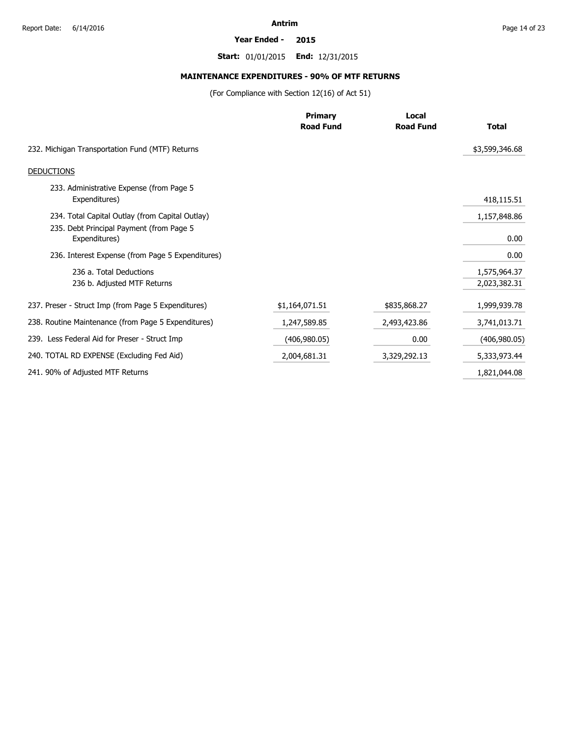# Antrim

**Year Ended - 2015**

**Start:** 01/01/2015 **End:** 12/31/2015

## MAINTENANCE EXPENDITURES - 90% OF MTF RETURNS

(For Compliance with Section 12(16) of Act 51)

| | Primary Road Fund | Local Road Fund | Total |
|---|---|---|---|
| 232. Michigan Transportation Fund (MTF) Returns | | | $3,599,346.68 |
| DEDUCTIONS | | | |
| 233. Administrative Expense (from Page 5 Expenditures) | | | 418,115.51 |
| 234. Total Capital Outlay (from Capital Outlay) | | | 1,157,848.86 |
| 235. Debt Principal Payment (from Page 5 Expenditures) | | | 0.00 |
| 236. Interest Expense (from Page 5 Expenditures) | | | 0.00 |
| 236 a. Total Deductions | | | 1,575,964.37 |
| 236 b. Adjusted MTF Returns | | | 2,023,382.31 |
| 237. Preser - Struct Imp (from Page 5 Expenditures) | $1,164,071.51 | $835,868.27 | 1,999,939.78 |
| 238. Routine Maintenance (from Page 5 Expenditures) | 1,247,589.85 | 2,493,423.86 | 3,741,013.71 |
| 239. Less Federal Aid for Preser - Struct Imp | (406,980.05) | 0.00 | (406,980.05) |
| 240. TOTAL RD EXPENSE (Excluding Fed Aid) | 2,004,681.31 | 3,329,292.13 | 5,333,973.44 |
| 241. 90% of Adjusted MTF Returns | | | 1,821,044.08 |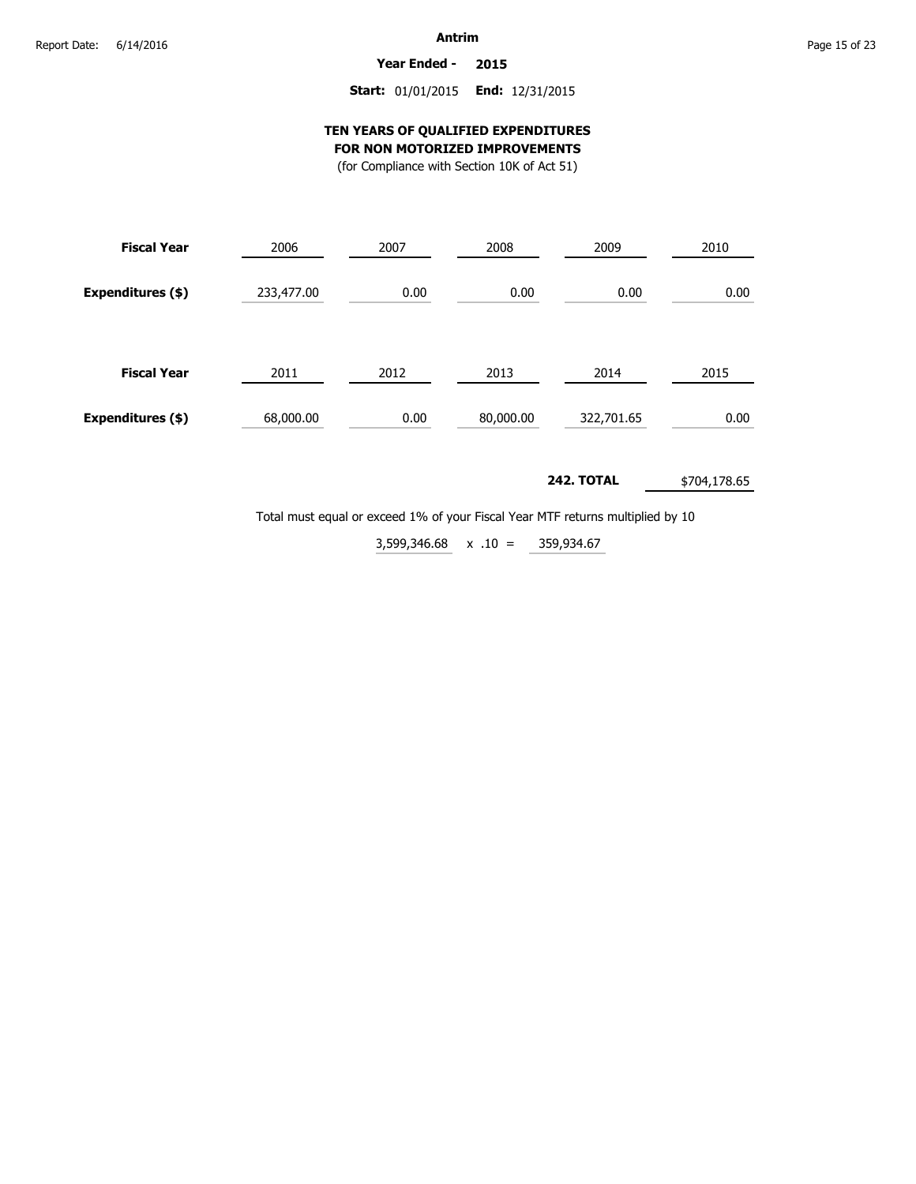**Antrim**

**Year Ended - 2015**

**Start:** 01/01/2015 **End:** 12/31/2015

## TEN YEARS OF QUALIFIED EXPENDITURES FOR NON MOTORIZED IMPROVEMENTS

(for Compliance with Section 10K of Act 51)

| **Fiscal Year** | 2006 | 2007 | 2008 | 2009 | 2010 |
|---|---|---|---|---|---|
| **Expenditures ($)** | 233,477.00 | 0.00 | 0.00 | 0.00 | 0.00 |

| **Fiscal Year** | 2011 | 2012 | 2013 | 2014 | 2015 |
|---|---|---|---|---|---|
| **Expenditures ($)** | 68,000.00 | 0.00 | 80,000.00 | 322,701.65 | 0.00 |

**242. TOTAL** $704,178.65

Total must equal or exceed 1% of your Fiscal Year MTF returns multiplied by 10

3,599,346.68 x .10 = 359,934.67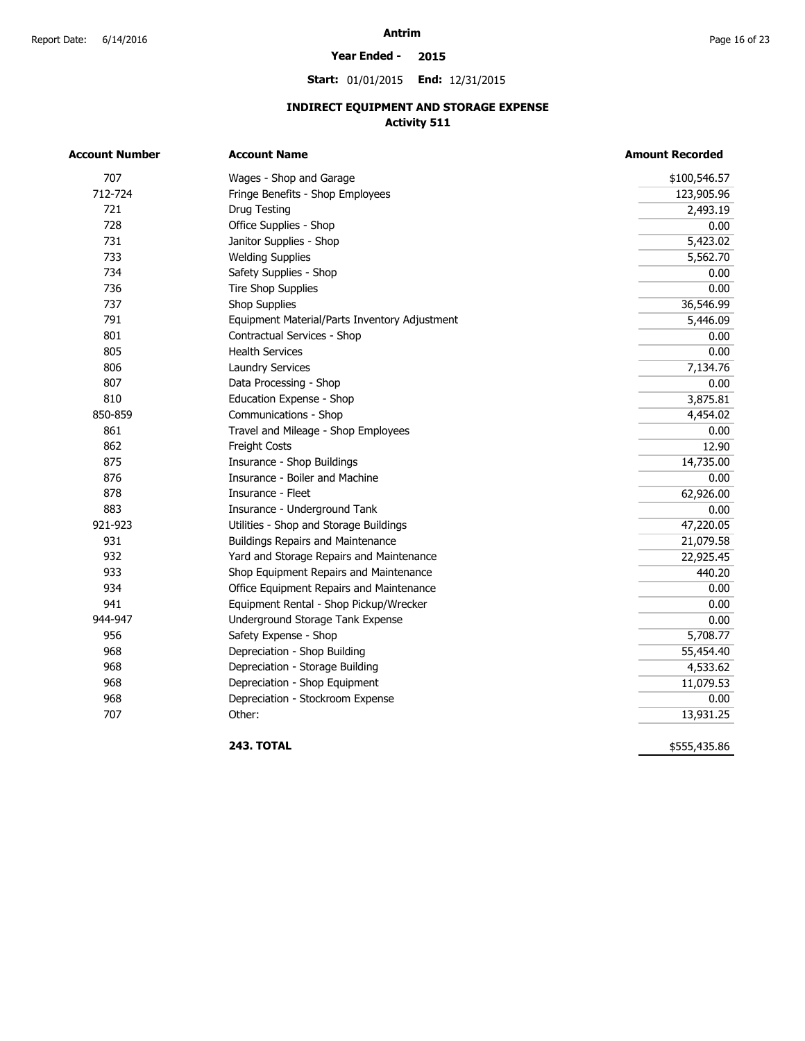# Antrim

**Year Ended - 2015**

**Start:** 01/01/2015 **End:** 12/31/2015

## INDIRECT EQUIPMENT AND STORAGE EXPENSE
### Activity 511

| Account Number | Account Name | Amount Recorded |
|---|---|---|
| 707 | Wages - Shop and Garage | $100,546.57 |
| 712-724 | Fringe Benefits - Shop Employees | 123,905.96 |
| 721 | Drug Testing | 2,493.19 |
| 728 | Office Supplies - Shop | 0.00 |
| 731 | Janitor Supplies - Shop | 5,423.02 |
| 733 | Welding Supplies | 5,562.70 |
| 734 | Safety Supplies - Shop | 0.00 |
| 736 | Tire Shop Supplies | 0.00 |
| 737 | Shop Supplies | 36,546.99 |
| 791 | Equipment Material/Parts Inventory Adjustment | 5,446.09 |
| 801 | Contractual Services - Shop | 0.00 |
| 805 | Health Services | 0.00 |
| 806 | Laundry Services | 7,134.76 |
| 807 | Data Processing - Shop | 0.00 |
| 810 | Education Expense - Shop | 3,875.81 |
| 850-859 | Communications - Shop | 4,454.02 |
| 861 | Travel and Mileage - Shop Employees | 0.00 |
| 862 | Freight Costs | 12.90 |
| 875 | Insurance - Shop Buildings | 14,735.00 |
| 876 | Insurance - Boiler and Machine | 0.00 |
| 878 | Insurance - Fleet | 62,926.00 |
| 883 | Insurance - Underground Tank | 0.00 |
| 921-923 | Utilities - Shop and Storage Buildings | 47,220.05 |
| 931 | Buildings Repairs and Maintenance | 21,079.58 |
| 932 | Yard and Storage Repairs and Maintenance | 22,925.45 |
| 933 | Shop Equipment Repairs and Maintenance | 440.20 |
| 934 | Office Equipment Repairs and Maintenance | 0.00 |
| 941 | Equipment Rental - Shop Pickup/Wrecker | 0.00 |
| 944-947 | Underground Storage Tank Expense | 0.00 |
| 956 | Safety Expense - Shop | 5,708.77 |
| 968 | Depreciation - Shop Building | 55,454.40 |
| 968 | Depreciation - Storage Building | 4,533.62 |
| 968 | Depreciation - Shop Equipment | 11,079.53 |
| 968 | Depreciation - Stockroom Expense | 0.00 |
| 707 | Other: | 13,931.25 |
| | **243. TOTAL** | $555,435.86 |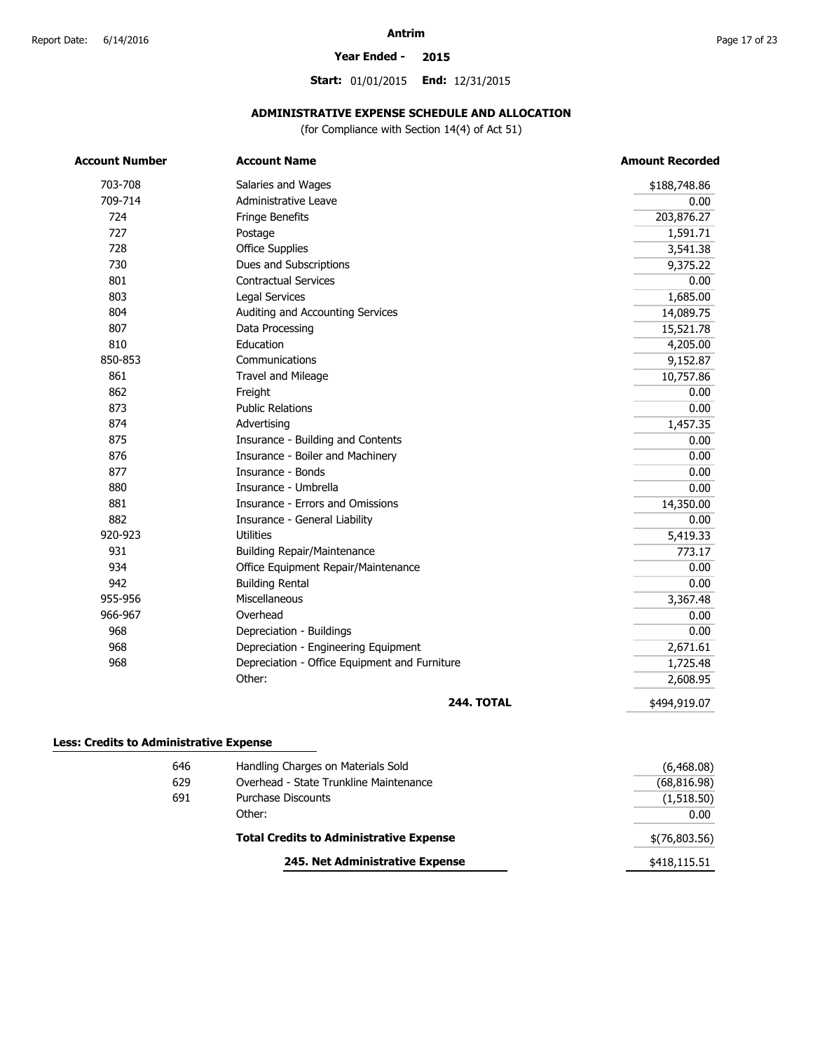# Antrim

**Year Ended - 2015**

**Start:** 01/01/2015 **End:** 12/31/2015

## ADMINISTRATIVE EXPENSE SCHEDULE AND ALLOCATION

(for Compliance with Section 14(4) of Act 51)

| Account Number | Account Name | Amount Recorded |
|---|---|---|
| 703-708 | Salaries and Wages | $188,748.86 |
| 709-714 | Administrative Leave | 0.00 |
| 724 | Fringe Benefits | 203,876.27 |
| 727 | Postage | 1,591.71 |
| 728 | Office Supplies | 3,541.38 |
| 730 | Dues and Subscriptions | 9,375.22 |
| 801 | Contractual Services | 0.00 |
| 803 | Legal Services | 1,685.00 |
| 804 | Auditing and Accounting Services | 14,089.75 |
| 807 | Data Processing | 15,521.78 |
| 810 | Education | 4,205.00 |
| 850-853 | Communications | 9,152.87 |
| 861 | Travel and Mileage | 10,757.86 |
| 862 | Freight | 0.00 |
| 873 | Public Relations | 0.00 |
| 874 | Advertising | 1,457.35 |
| 875 | Insurance - Building and Contents | 0.00 |
| 876 | Insurance - Boiler and Machinery | 0.00 |
| 877 | Insurance - Bonds | 0.00 |
| 880 | Insurance - Umbrella | 0.00 |
| 881 | Insurance - Errors and Omissions | 14,350.00 |
| 882 | Insurance - General Liability | 0.00 |
| 920-923 | Utilities | 5,419.33 |
| 931 | Building Repair/Maintenance | 773.17 |
| 934 | Office Equipment Repair/Maintenance | 0.00 |
| 942 | Building Rental | 0.00 |
| 955-956 | Miscellaneous | 3,367.48 |
| 966-967 | Overhead | 0.00 |
| 968 | Depreciation - Buildings | 0.00 |
| 968 | Depreciation - Engineering Equipment | 2,671.61 |
| 968 | Depreciation - Office Equipment and Furniture | 1,725.48 |
| | Other: | 2,608.95 |
| | **244. TOTAL** | $494,919.07 |

### Less: Credits to Administrative Expense

| Account Number | Account Name | Amount |
|---|---|---|
| 646 | Handling Charges on Materials Sold | (6,468.08) |
| 629 | Overhead - State Trunkline Maintenance | (68,816.98) |
| 691 | Purchase Discounts | (1,518.50) |
| | Other: | 0.00 |
| | **Total Credits to Administrative Expense** | $(76,803.56) |
| | **245. Net Administrative Expense** | $418,115.51 |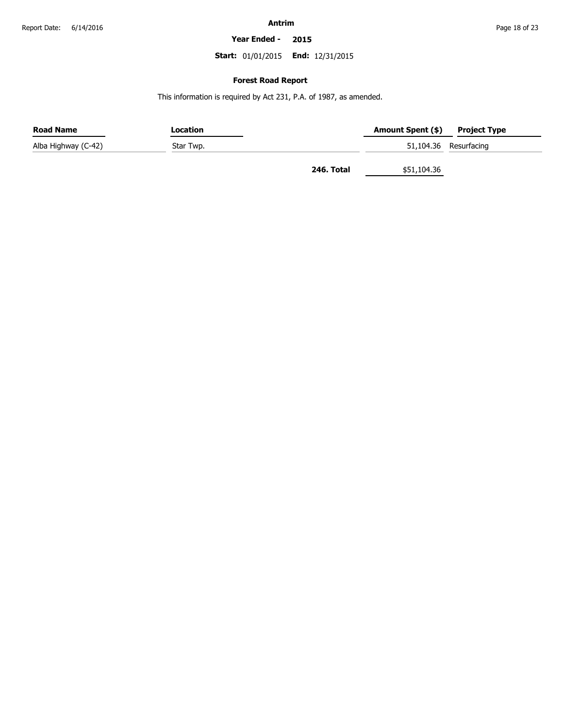**Antrim**

**Year Ended - 2015**

**Start:** 01/01/2015 **End:** 12/31/2015

## Forest Road Report

This information is required by Act 231, P.A. of 1987, as amended.

| Road Name | Location | Amount Spent ($) | Project Type |
|---|---|---|---|
| Alba Highway (C-42) | Star Twp. | 51,104.36 | Resurfacing |
| | **246. Total** | $51,104.36 | |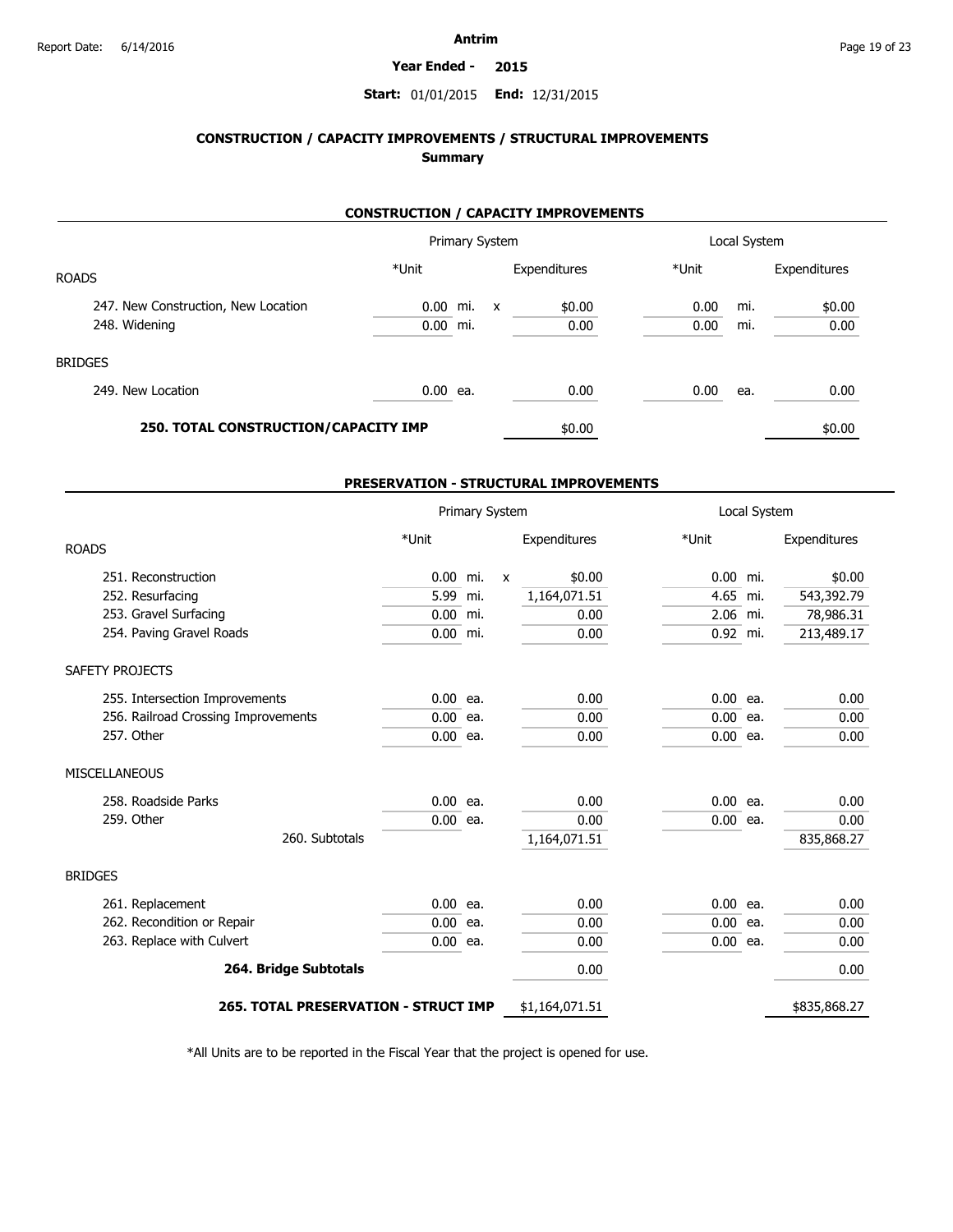Antrim

**Year Ended - 2015**

**Start:** 01/01/2015 **End:** 12/31/2015

## CONSTRUCTION / CAPACITY IMPROVEMENTS / STRUCTURAL IMPROVEMENTS

### Summary

#### CONSTRUCTION / CAPACITY IMPROVEMENTS

| | Primary System | | | | Local System | | |
|---|---|---|---|---|---|---|---|
| | *Unit | | | Expenditures | *Unit | | Expenditures |
| ROADS | | | | | | | |
| 247. New Construction, New Location | 0.00 | mi. | x | $0.00 | 0.00 | mi. | $0.00 |
| 248. Widening | 0.00 | mi. | | 0.00 | 0.00 | mi. | 0.00 |
| BRIDGES | | | | | | | |
| 249. New Location | 0.00 | ea. | | 0.00 | 0.00 | ea. | 0.00 |
| **250. TOTAL CONSTRUCTION/CAPACITY IMP** | | | | $0.00 | | | $0.00 |

#### PRESERVATION - STRUCTURAL IMPROVEMENTS

| | Primary System | | | | Local System | | |
|---|---|---|---|---|---|---|---|
| | *Unit | | | Expenditures | *Unit | | Expenditures |
| ROADS | | | | | | | |
| 251. Reconstruction | 0.00 | mi. | x | $0.00 | 0.00 | mi. | $0.00 |
| 252. Resurfacing | 5.99 | mi. | | 1,164,071.51 | 4.65 | mi. | 543,392.79 |
| 253. Gravel Surfacing | 0.00 | mi. | | 0.00 | 2.06 | mi. | 78,986.31 |
| 254. Paving Gravel Roads | 0.00 | mi. | | 0.00 | 0.92 | mi. | 213,489.17 |
| SAFETY PROJECTS | | | | | | | |
| 255. Intersection Improvements | 0.00 | ea. | | 0.00 | 0.00 | ea. | 0.00 |
| 256. Railroad Crossing Improvements | 0.00 | ea. | | 0.00 | 0.00 | ea. | 0.00 |
| 257. Other | 0.00 | ea. | | 0.00 | 0.00 | ea. | 0.00 |
| MISCELLANEOUS | | | | | | | |
| 258. Roadside Parks | 0.00 | ea. | | 0.00 | 0.00 | ea. | 0.00 |
| 259. Other | 0.00 | ea. | | 0.00 | 0.00 | ea. | 0.00 |
| 260. Subtotals | | | | 1,164,071.51 | | | 835,868.27 |
| BRIDGES | | | | | | | |
| 261. Replacement | 0.00 | ea. | | 0.00 | 0.00 | ea. | 0.00 |
| 262. Recondition or Repair | 0.00 | ea. | | 0.00 | 0.00 | ea. | 0.00 |
| 263. Replace with Culvert | 0.00 | ea. | | 0.00 | 0.00 | ea. | 0.00 |
| **264. Bridge Subtotals** | | | | 0.00 | | | 0.00 |
| **265. TOTAL PRESERVATION - STRUCT IMP** | | | | $1,164,071.51 | | | $835,868.27 |

*All Units are to be reported in the Fiscal Year that the project is opened for use.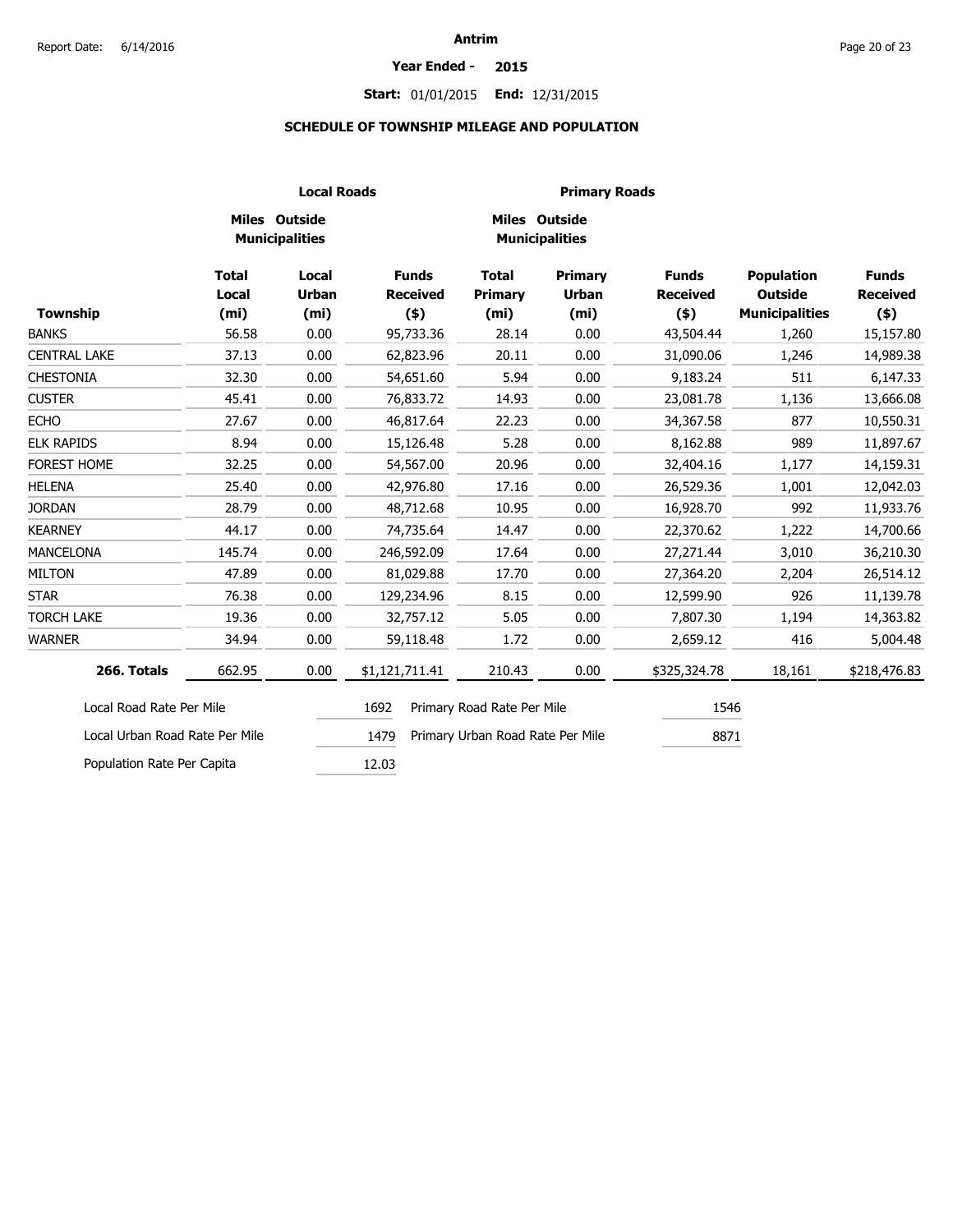# Antrim

**Year Ended - 2015**

**Start:** 01/01/2015 **End:** 12/31/2015

## SCHEDULE OF TOWNSHIP MILEAGE AND POPULATION

| | Local Roads | | | Primary Roads | | | | |
|---|---|---|---|---|---|---|---|---|
| | Miles Outside Municipalities | | | Miles Outside Municipalities | | | | |
| Township | Total Local (mi) | Local Urban (mi) | Funds Received ($) | Total Primary (mi) | Primary Urban (mi) | Funds Received ($) | Population Outside Municipalities | Funds Received ($) |
| BANKS | 56.58 | 0.00 | 95,733.36 | 28.14 | 0.00 | 43,504.44 | 1,260 | 15,157.80 |
| CENTRAL LAKE | 37.13 | 0.00 | 62,823.96 | 20.11 | 0.00 | 31,090.06 | 1,246 | 14,989.38 |
| CHESTONIA | 32.30 | 0.00 | 54,651.60 | 5.94 | 0.00 | 9,183.24 | 511 | 6,147.33 |
| CUSTER | 45.41 | 0.00 | 76,833.72 | 14.93 | 0.00 | 23,081.78 | 1,136 | 13,666.08 |
| ECHO | 27.67 | 0.00 | 46,817.64 | 22.23 | 0.00 | 34,367.58 | 877 | 10,550.31 |
| ELK RAPIDS | 8.94 | 0.00 | 15,126.48 | 5.28 | 0.00 | 8,162.88 | 989 | 11,897.67 |
| FOREST HOME | 32.25 | 0.00 | 54,567.00 | 20.96 | 0.00 | 32,404.16 | 1,177 | 14,159.31 |
| HELENA | 25.40 | 0.00 | 42,976.80 | 17.16 | 0.00 | 26,529.36 | 1,001 | 12,042.03 |
| JORDAN | 28.79 | 0.00 | 48,712.68 | 10.95 | 0.00 | 16,928.70 | 992 | 11,933.76 |
| KEARNEY | 44.17 | 0.00 | 74,735.64 | 14.47 | 0.00 | 22,370.62 | 1,222 | 14,700.66 |
| MANCELONA | 145.74 | 0.00 | 246,592.09 | 17.64 | 0.00 | 27,271.44 | 3,010 | 36,210.30 |
| MILTON | 47.89 | 0.00 | 81,029.88 | 17.70 | 0.00 | 27,364.20 | 2,204 | 26,514.12 |
| STAR | 76.38 | 0.00 | 129,234.96 | 8.15 | 0.00 | 12,599.90 | 926 | 11,139.78 |
| TORCH LAKE | 19.36 | 0.00 | 32,757.12 | 5.05 | 0.00 | 7,807.30 | 1,194 | 14,363.82 |
| WARNER | 34.94 | 0.00 | 59,118.48 | 1.72 | 0.00 | 2,659.12 | 416 | 5,004.48 |
| **266. Totals** | 662.95 | 0.00 | $1,121,711.41 | 210.43 | 0.00 | $325,324.78 | 18,161 | $218,476.83 |

| | | | |
|---|---|---|---|
| Local Road Rate Per Mile | 1692 | Primary Road Rate Per Mile | 1546 |
| Local Urban Road Rate Per Mile | 1479 | Primary Urban Road Rate Per Mile | 8871 |
| Population Rate Per Capita | 12.03 | | |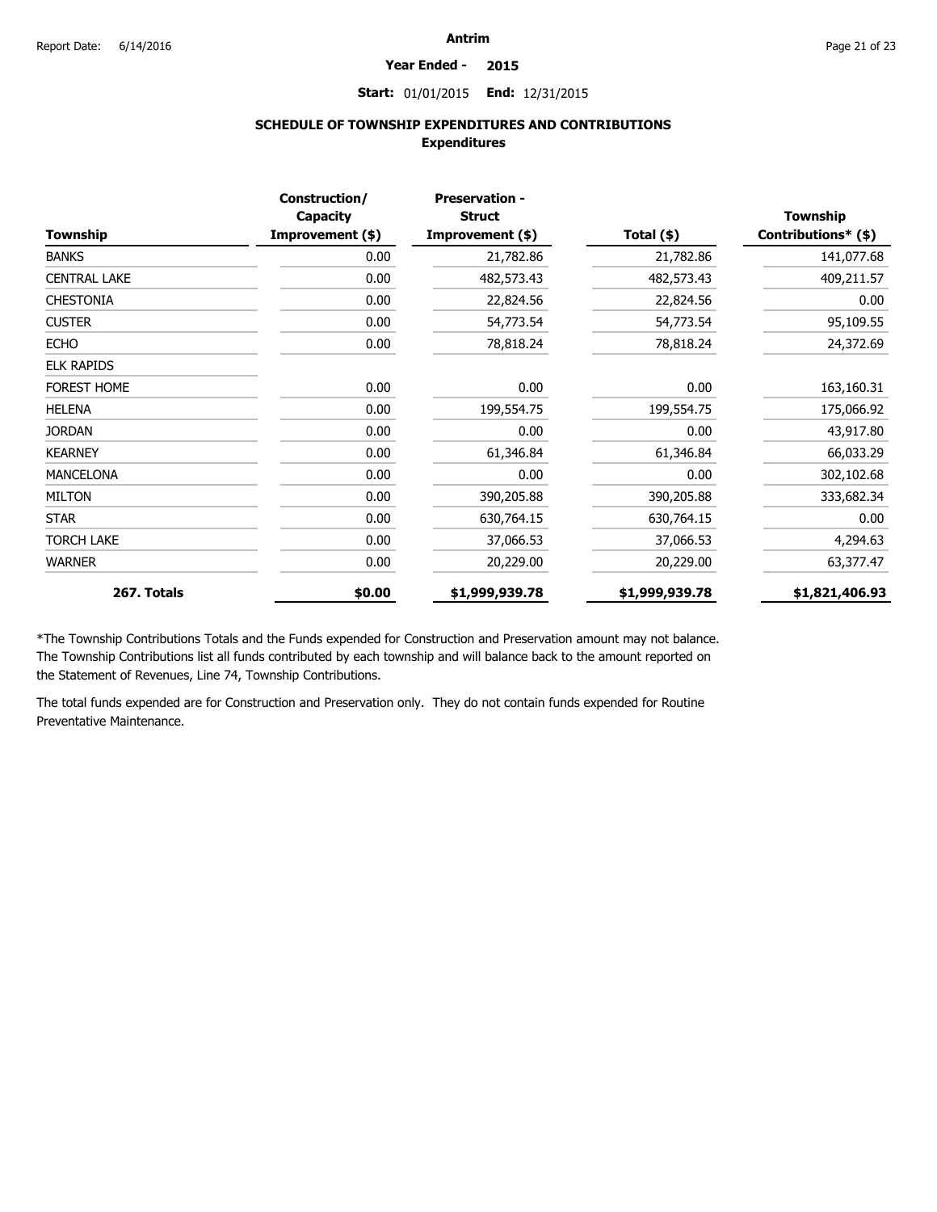Antrim

**Year Ended - 2015**

**Start:** 01/01/2015 **End:** 12/31/2015

## SCHEDULE OF TOWNSHIP EXPENDITURES AND CONTRIBUTIONS
### Expenditures

| Township | Construction/ Capacity Improvement ($) | Preservation - Struct Improvement ($) | Total ($) | Township Contributions* ($) |
|---|---|---|---|---|
| BANKS | 0.00 | 21,782.86 | 21,782.86 | 141,077.68 |
| CENTRAL LAKE | 0.00 | 482,573.43 | 482,573.43 | 409,211.57 |
| CHESTONIA | 0.00 | 22,824.56 | 22,824.56 | 0.00 |
| CUSTER | 0.00 | 54,773.54 | 54,773.54 | 95,109.55 |
| ECHO | 0.00 | 78,818.24 | 78,818.24 | 24,372.69 |
| ELK RAPIDS | | | | |
| FOREST HOME | 0.00 | 0.00 | 0.00 | 163,160.31 |
| HELENA | 0.00 | 199,554.75 | 199,554.75 | 175,066.92 |
| JORDAN | 0.00 | 0.00 | 0.00 | 43,917.80 |
| KEARNEY | 0.00 | 61,346.84 | 61,346.84 | 66,033.29 |
| MANCELONA | 0.00 | 0.00 | 0.00 | 302,102.68 |
| MILTON | 0.00 | 390,205.88 | 390,205.88 | 333,682.34 |
| STAR | 0.00 | 630,764.15 | 630,764.15 | 0.00 |
| TORCH LAKE | 0.00 | 37,066.53 | 37,066.53 | 4,294.63 |
| WARNER | 0.00 | 20,229.00 | 20,229.00 | 63,377.47 |
| **267. Totals** | **$0.00** | **$1,999,939.78** | **$1,999,939.78** | **$1,821,406.93** |

*The Township Contributions Totals and the Funds expended for Construction and Preservation amount may not balance. The Township Contributions list all funds contributed by each township and will balance back to the amount reported on the Statement of Revenues, Line 74, Township Contributions.

The total funds expended are for Construction and Preservation only. They do not contain funds expended for Routine Preventative Maintenance.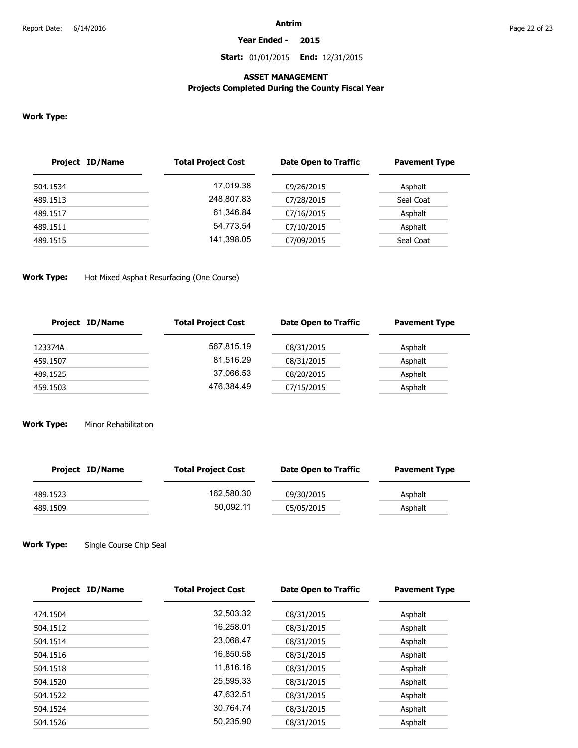# Antrim

**Year Ended - 2015**

**Start:** 01/01/2015 **End:** 12/31/2015

## ASSET MANAGEMENT
### Projects Completed During the County Fiscal Year

**Work Type:**

| Project ID/Name | Total Project Cost | Date Open to Traffic | Pavement Type |
|---|---|---|---|
| 504.1534 | 17,019.38 | 09/26/2015 | Asphalt |
| 489.1513 | 248,807.83 | 07/28/2015 | Seal Coat |
| 489.1517 | 61,346.84 | 07/16/2015 | Asphalt |
| 489.1511 | 54,773.54 | 07/10/2015 | Asphalt |
| 489.1515 | 141,398.05 | 07/09/2015 | Seal Coat |

**Work Type:** Hot Mixed Asphalt Resurfacing (One Course)

| Project ID/Name | Total Project Cost | Date Open to Traffic | Pavement Type |
|---|---|---|---|
| 123374A | 567,815.19 | 08/31/2015 | Asphalt |
| 459.1507 | 81,516.29 | 08/31/2015 | Asphalt |
| 489.1525 | 37,066.53 | 08/20/2015 | Asphalt |
| 459.1503 | 476,384.49 | 07/15/2015 | Asphalt |

**Work Type:** Minor Rehabilitation

| Project ID/Name | Total Project Cost | Date Open to Traffic | Pavement Type |
|---|---|---|---|
| 489.1523 | 162,580.30 | 09/30/2015 | Asphalt |
| 489.1509 | 50,092.11 | 05/05/2015 | Asphalt |

**Work Type:** Single Course Chip Seal

| Project ID/Name | Total Project Cost | Date Open to Traffic | Pavement Type |
|---|---|---|---|
| 474.1504 | 32,503.32 | 08/31/2015 | Asphalt |
| 504.1512 | 16,258.01 | 08/31/2015 | Asphalt |
| 504.1514 | 23,068.47 | 08/31/2015 | Asphalt |
| 504.1516 | 16,850.58 | 08/31/2015 | Asphalt |
| 504.1518 | 11,816.16 | 08/31/2015 | Asphalt |
| 504.1520 | 25,595.33 | 08/31/2015 | Asphalt |
| 504.1522 | 47,632.51 | 08/31/2015 | Asphalt |
| 504.1524 | 30,764.74 | 08/31/2015 | Asphalt |
| 504.1526 | 50,235.90 | 08/31/2015 | Asphalt |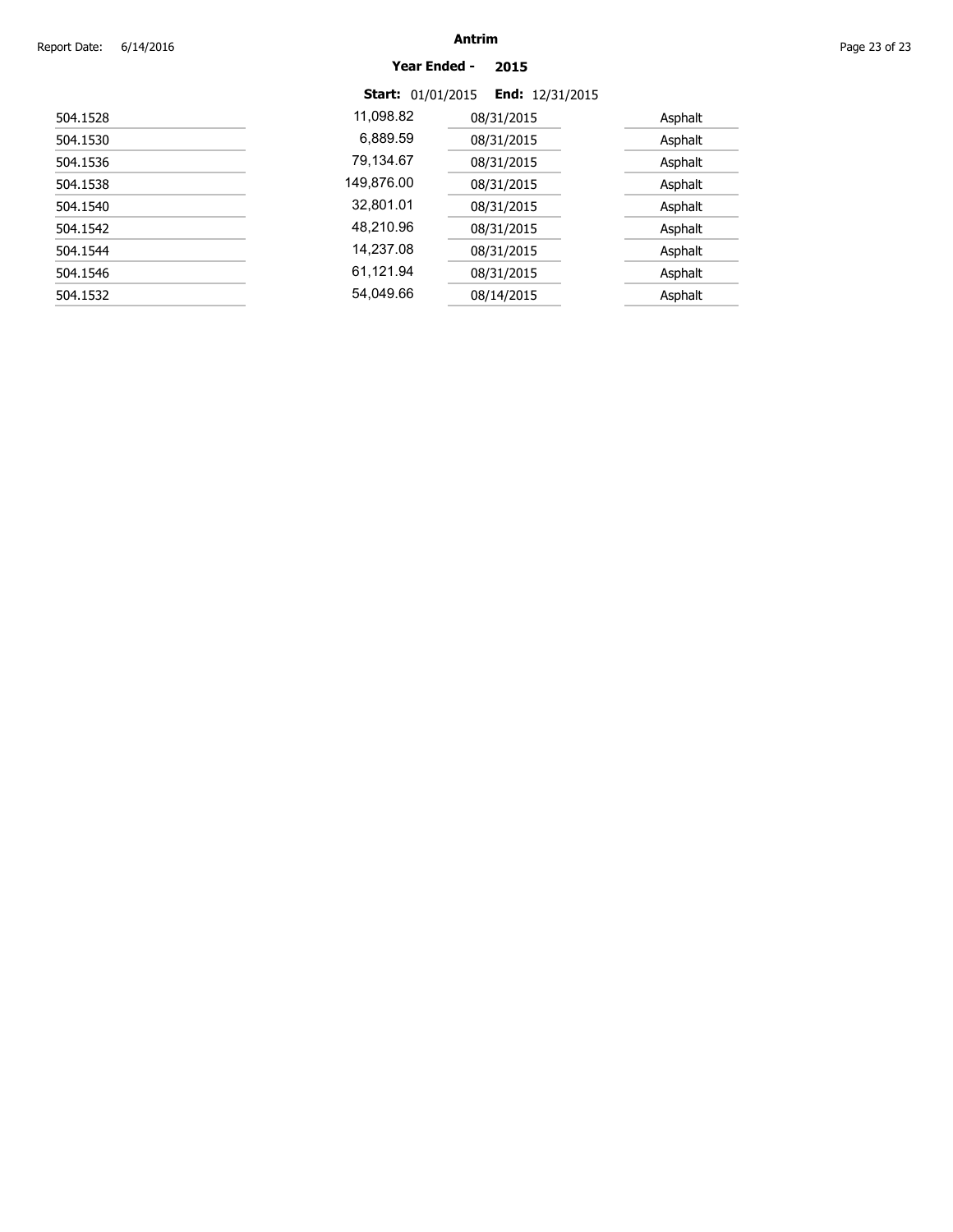| | | | |
|---|---|---|---|
| 504.1528 | 11,098.82 | 08/31/2015 | Asphalt |
| 504.1530 | 6,889.59 | 08/31/2015 | Asphalt |
| 504.1536 | 79,134.67 | 08/31/2015 | Asphalt |
| 504.1538 | 149,876.00 | 08/31/2015 | Asphalt |
| 504.1540 | 32,801.01 | 08/31/2015 | Asphalt |
| 504.1542 | 48,210.96 | 08/31/2015 | Asphalt |
| 504.1544 | 14,237.08 | 08/31/2015 | Asphalt |
| 504.1546 | 61,121.94 | 08/31/2015 | Asphalt |
| 504.1532 | 54,049.66 | 08/14/2015 | Asphalt |